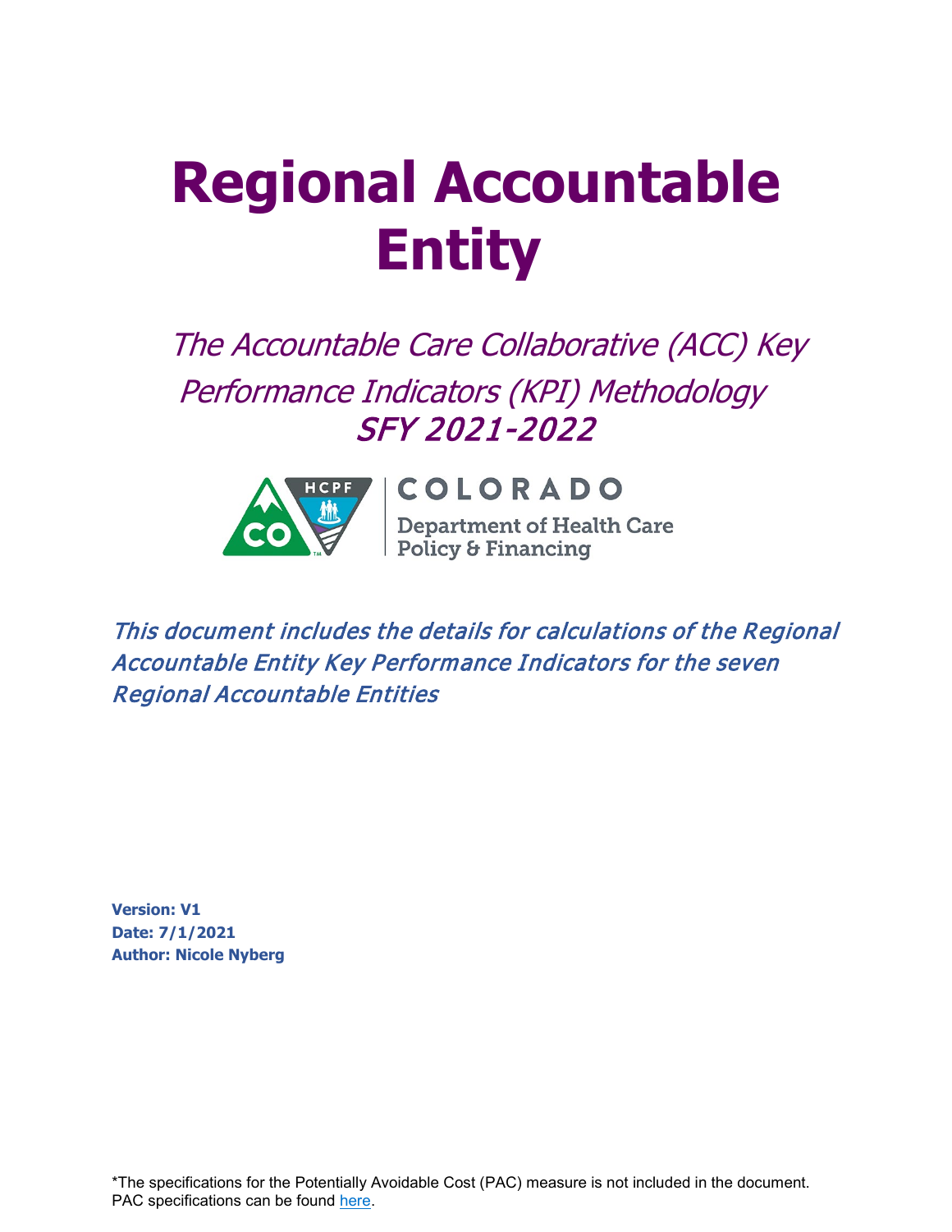# Regional Accountable Entity

*The Accountable Care Collaborative (ACC) Key Performance Indicators (KPI) Methodology*
*SFY 2021-2022*

COLORADO
Department of Health Care Policy & Financing

*This document includes the details for calculations of the Regional Accountable Entity Key Performance Indicators for the seven Regional Accountable Entities*

**Version: V1**
**Date: 7/1/2021**
**Author: Nicole Nyberg**

*The specifications for the Potentially Avoidable Cost (PAC) measure is not included in the document. PAC specifications can be found here.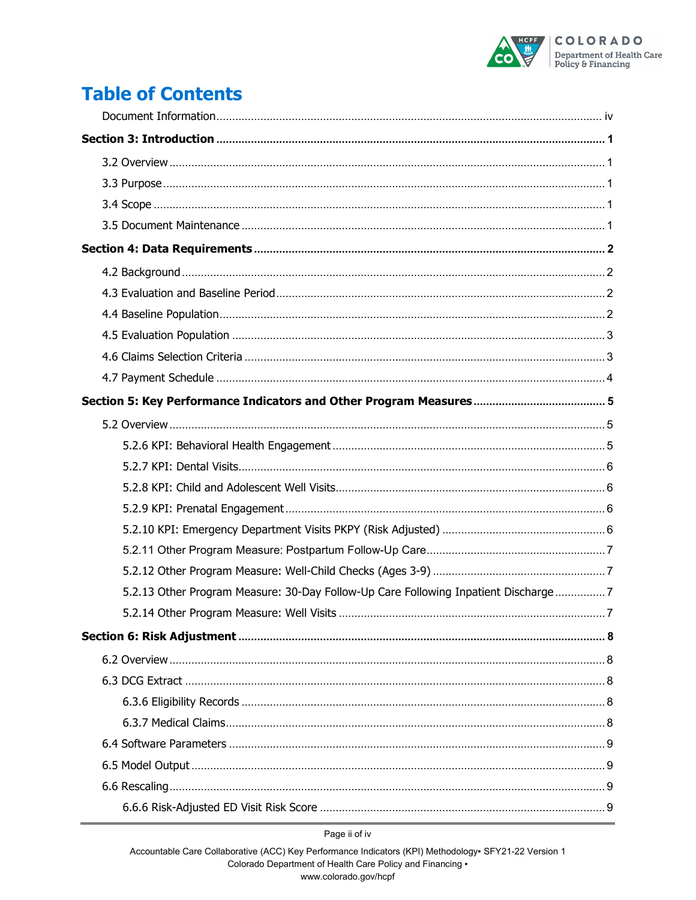# Table of Contents

Document Information .......... iv

**Section 3: Introduction .......... 1**

3.2 Overview .......... 1

3.3 Purpose .......... 1

3.4 Scope .......... 1

3.5 Document Maintenance .......... 1

**Section 4: Data Requirements .......... 2**

4.2 Background .......... 2

4.3 Evaluation and Baseline Period .......... 2

4.4 Baseline Population .......... 2

4.5 Evaluation Population .......... 3

4.6 Claims Selection Criteria .......... 3

4.7 Payment Schedule .......... 4

**Section 5: Key Performance Indicators and Other Program Measures .......... 5**

5.2 Overview .......... 5

5.2.6 KPI: Behavioral Health Engagement .......... 5

5.2.7 KPI: Dental Visits .......... 6

5.2.8 KPI: Child and Adolescent Well Visits .......... 6

5.2.9 KPI: Prenatal Engagement .......... 6

5.2.10 KPI: Emergency Department Visits PKPY (Risk Adjusted) .......... 6

5.2.11 Other Program Measure: Postpartum Follow-Up Care .......... 7

5.2.12 Other Program Measure: Well-Child Checks (Ages 3-9) .......... 7

5.2.13 Other Program Measure: 30-Day Follow-Up Care Following Inpatient Discharge .......... 7

5.2.14 Other Program Measure: Well Visits .......... 7

**Section 6: Risk Adjustment .......... 8**

6.2 Overview .......... 8

6.3 DCG Extract .......... 8

6.3.6 Eligibility Records .......... 8

6.3.7 Medical Claims .......... 8

6.4 Software Parameters .......... 9

6.5 Model Output .......... 9

6.6 Rescaling .......... 9

6.6.6 Risk-Adjusted ED Visit Risk Score .......... 9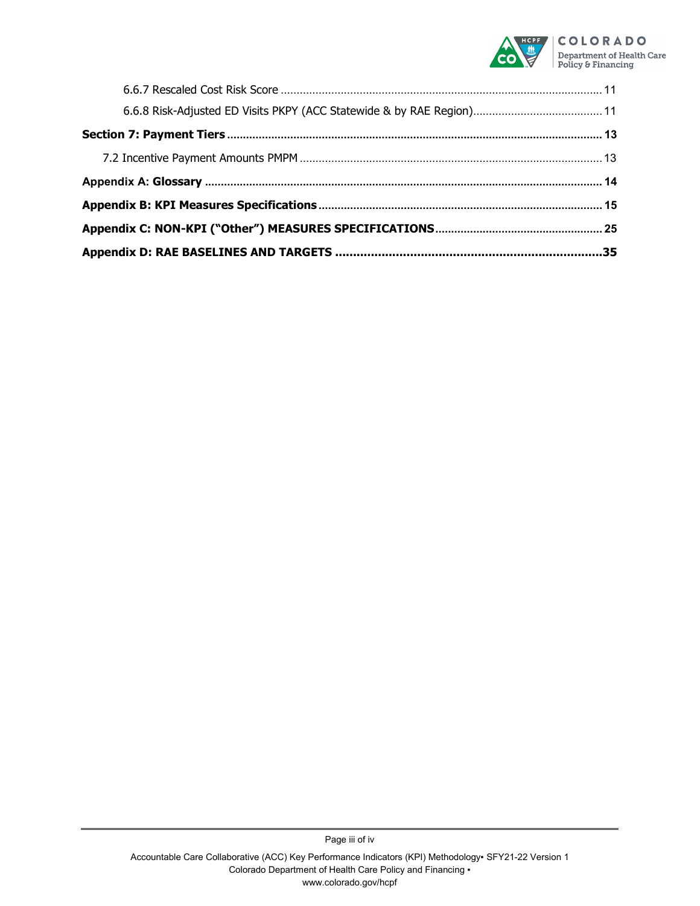6.6.7 Rescaled Cost Risk Score ....................................................................................................... 11

6.6.8 Risk-Adjusted ED Visits PKPY (ACC Statewide & by RAE Region)......................................... 11

**Section 7: Payment Tiers** ..................................................................................................................... 13

7.2 Incentive Payment Amounts PMPM ............................................................................................... 13

**Appendix A: Glossary** ........................................................................................................................... 14

**Appendix B: KPI Measures Specifications** ........................................................................................ 15

**Appendix C: NON-KPI ("Other") MEASURES SPECIFICATIONS** .................................................... 25

**Appendix D: RAE BASELINES AND TARGETS** .........................................................................35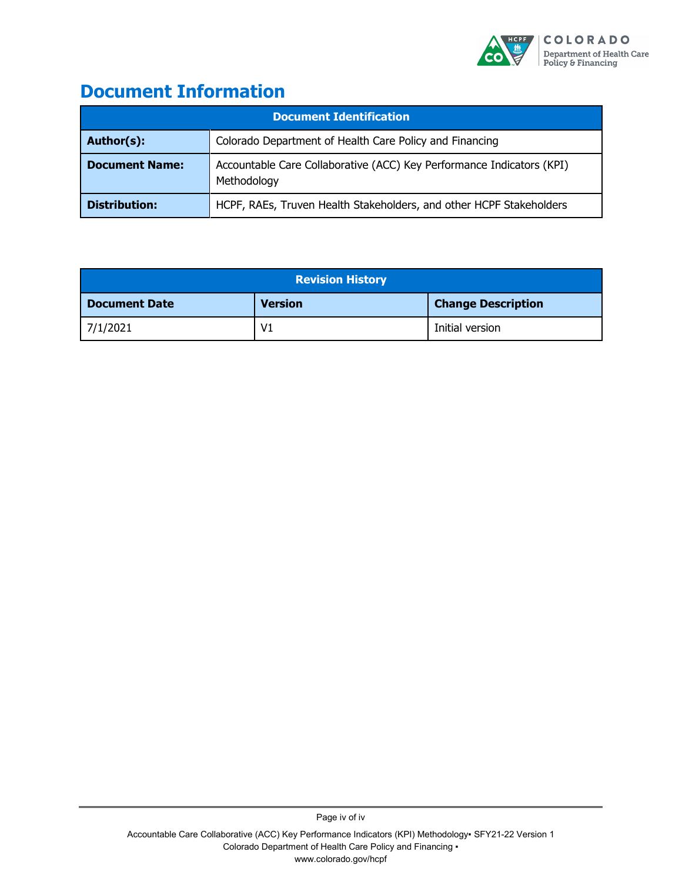# Document Information

| Document Identification | |
|---|---|
| **Author(s):** | Colorado Department of Health Care Policy and Financing |
| **Document Name:** | Accountable Care Collaborative (ACC) Key Performance Indicators (KPI) Methodology |
| **Distribution:** | HCPF, RAEs, Truven Health Stakeholders, and other HCPF Stakeholders |

| Revision History | | |
|---|---|---|
| **Document Date** | **Version** | **Change Description** |
| 7/1/2021 | V1 | Initial version |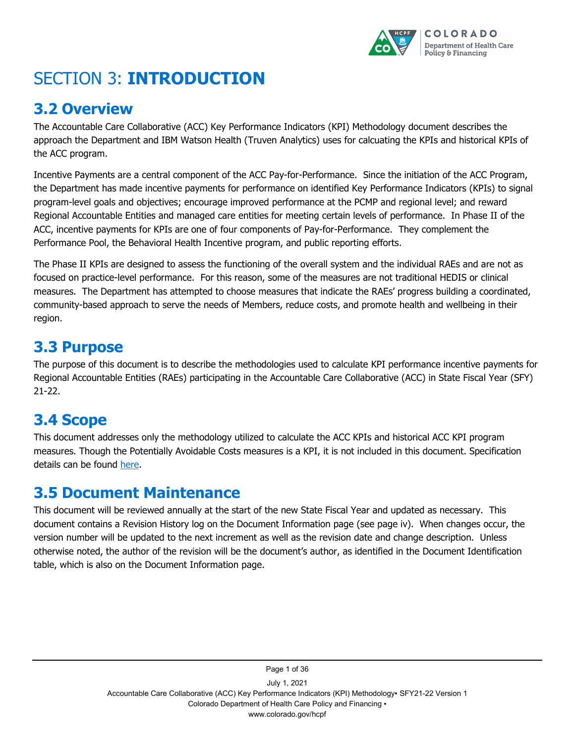# SECTION 3: **INTRODUCTION**

## 3.2 Overview

The Accountable Care Collaborative (ACC) Key Performance Indicators (KPI) Methodology document describes the approach the Department and IBM Watson Health (Truven Analytics) uses for calcuating the KPIs and historical KPIs of the ACC program.

Incentive Payments are a central component of the ACC Pay-for-Performance. Since the initiation of the ACC Program, the Department has made incentive payments for performance on identified Key Performance Indicators (KPIs) to signal program-level goals and objectives; encourage improved performance at the PCMP and regional level; and reward Regional Accountable Entities and managed care entities for meeting certain levels of performance. In Phase II of the ACC, incentive payments for KPIs are one of four components of Pay-for-Performance. They complement the Performance Pool, the Behavioral Health Incentive program, and public reporting efforts.

The Phase II KPIs are designed to assess the functioning of the overall system and the individual RAEs and are not as focused on practice-level performance. For this reason, some of the measures are not traditional HEDIS or clinical measures. The Department has attempted to choose measures that indicate the RAEs' progress building a coordinated, community-based approach to serve the needs of Members, reduce costs, and promote health and wellbeing in their region.

## 3.3 Purpose

The purpose of this document is to describe the methodologies used to calculate KPI performance incentive payments for Regional Accountable Entities (RAEs) participating in the Accountable Care Collaborative (ACC) in State Fiscal Year (SFY) 21-22.

## 3.4 Scope

This document addresses only the methodology utilized to calculate the ACC KPIs and historical ACC KPI program measures. Though the Potentially Avoidable Costs measures is a KPI, it is not included in this document. Specification details can be found here.

## 3.5 Document Maintenance

This document will be reviewed annually at the start of the new State Fiscal Year and updated as necessary. This document contains a Revision History log on the Document Information page (see page iv). When changes occur, the version number will be updated to the next increment as well as the revision date and change description. Unless otherwise noted, the author of the revision will be the document's author, as identified in the Document Identification table, which is also on the Document Information page.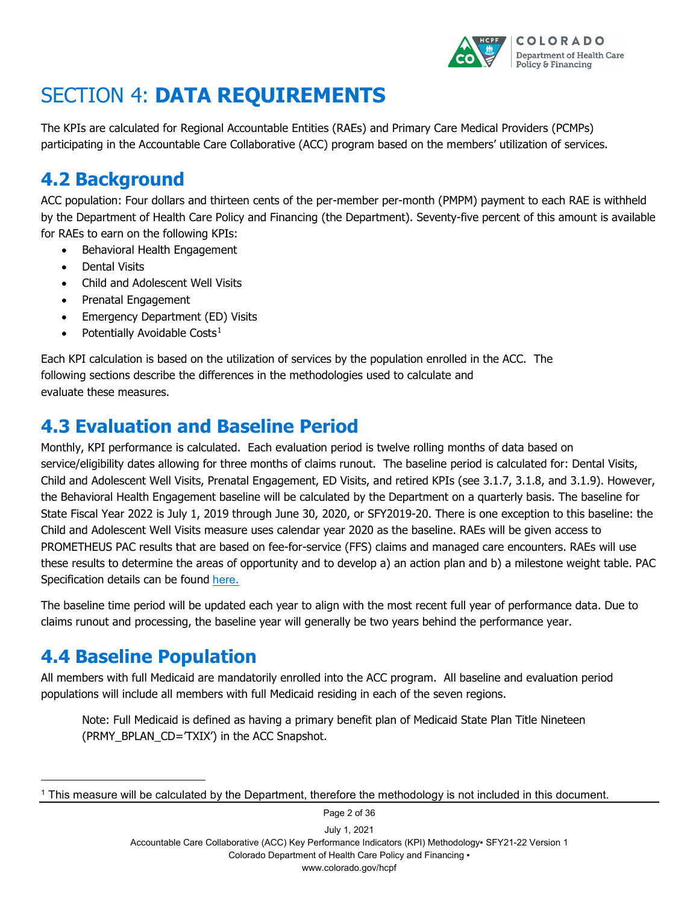# SECTION 4: **DATA REQUIREMENTS**

The KPIs are calculated for Regional Accountable Entities (RAEs) and Primary Care Medical Providers (PCMPs) participating in the Accountable Care Collaborative (ACC) program based on the members' utilization of services.

## 4.2 Background

ACC population: Four dollars and thirteen cents of the per-member per-month (PMPM) payment to each RAE is withheld by the Department of Health Care Policy and Financing (the Department). Seventy-five percent of this amount is available for RAEs to earn on the following KPIs:

- Behavioral Health Engagement
- Dental Visits
- Child and Adolescent Well Visits
- Prenatal Engagement
- Emergency Department (ED) Visits
- Potentially Avoidable Costs[1]

Each KPI calculation is based on the utilization of services by the population enrolled in the ACC. The following sections describe the differences in the methodologies used to calculate and evaluate these measures.

## 4.3 Evaluation and Baseline Period

Monthly, KPI performance is calculated. Each evaluation period is twelve rolling months of data based on service/eligibility dates allowing for three months of claims runout. The baseline period is calculated for: Dental Visits, Child and Adolescent Well Visits, Prenatal Engagement, ED Visits, and retired KPIs (see 3.1.7, 3.1.8, and 3.1.9). However, the Behavioral Health Engagement baseline will be calculated by the Department on a quarterly basis. The baseline for State Fiscal Year 2022 is July 1, 2019 through June 30, 2020, or SFY2019-20. There is one exception to this baseline: the Child and Adolescent Well Visits measure uses calendar year 2020 as the baseline. RAEs will be given access to PROMETHEUS PAC results that are based on fee-for-service (FFS) claims and managed care encounters. RAEs will use these results to determine the areas of opportunity and to develop a) an action plan and b) a milestone weight table. PAC Specification details can be found here.

The baseline time period will be updated each year to align with the most recent full year of performance data. Due to claims runout and processing, the baseline year will generally be two years behind the performance year.

## 4.4 Baseline Population

All members with full Medicaid are mandatorily enrolled into the ACC program. All baseline and evaluation period populations will include all members with full Medicaid residing in each of the seven regions.

> Note: Full Medicaid is defined as having a primary benefit plan of Medicaid State Plan Title Nineteen (PRMY_BPLAN_CD='TXIX') in the ACC Snapshot.

---

[1] This measure will be calculated by the Department, therefore the methodology is not included in this document.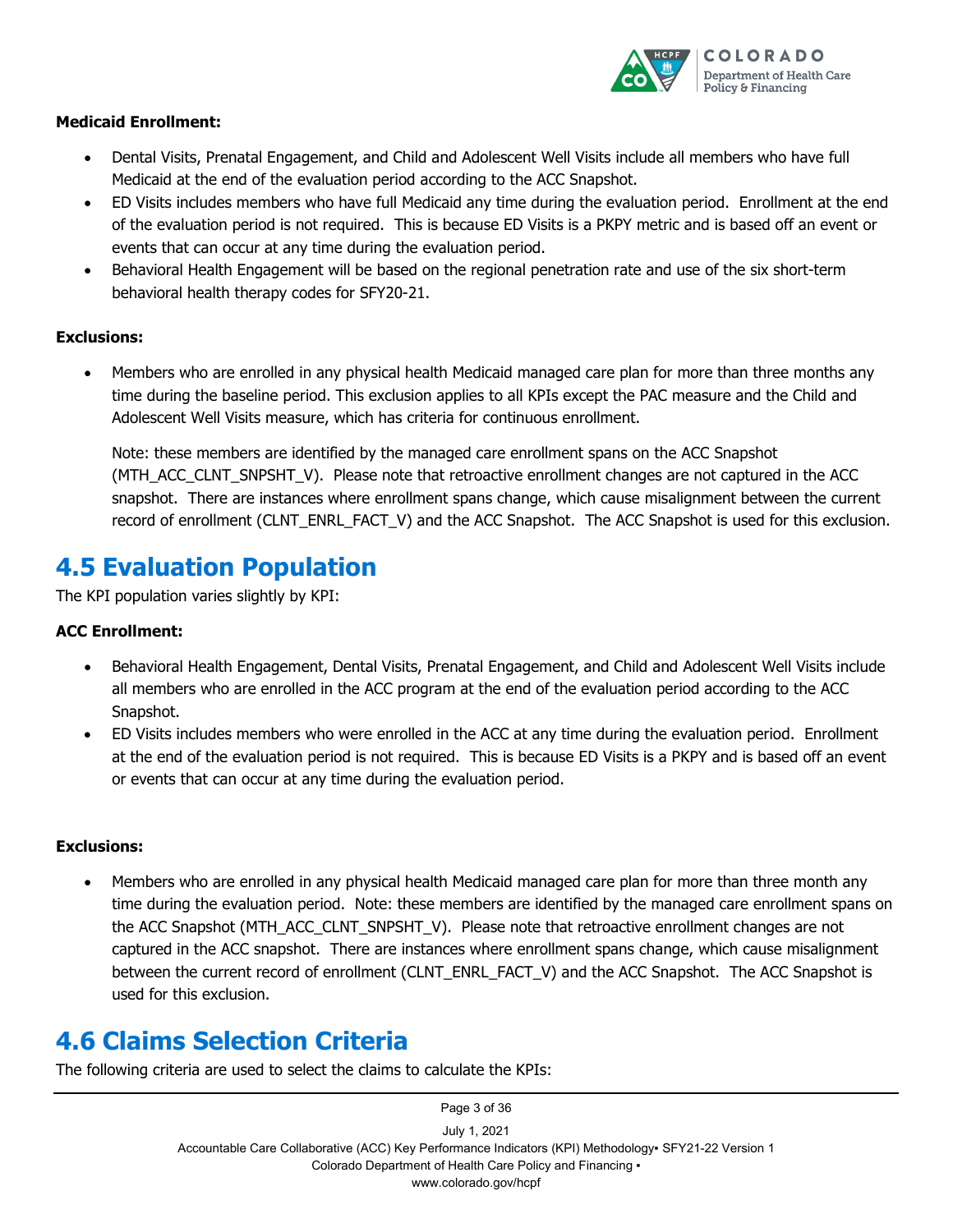**Medicaid Enrollment:**

- Dental Visits, Prenatal Engagement, and Child and Adolescent Well Visits include all members who have full Medicaid at the end of the evaluation period according to the ACC Snapshot.
- ED Visits includes members who have full Medicaid any time during the evaluation period. Enrollment at the end of the evaluation period is not required. This is because ED Visits is a PKPY metric and is based off an event or events that can occur at any time during the evaluation period.
- Behavioral Health Engagement will be based on the regional penetration rate and use of the six short-term behavioral health therapy codes for SFY20-21.

**Exclusions:**

- Members who are enrolled in any physical health Medicaid managed care plan for more than three months any time during the baseline period. This exclusion applies to all KPIs except the PAC measure and the Child and Adolescent Well Visits measure, which has criteria for continuous enrollment.

  Note: these members are identified by the managed care enrollment spans on the ACC Snapshot (MTH_ACC_CLNT_SNPSHT_V). Please note that retroactive enrollment changes are not captured in the ACC snapshot. There are instances where enrollment spans change, which cause misalignment between the current record of enrollment (CLNT_ENRL_FACT_V) and the ACC Snapshot. The ACC Snapshot is used for this exclusion.

## 4.5 Evaluation Population

The KPI population varies slightly by KPI:

**ACC Enrollment:**

- Behavioral Health Engagement, Dental Visits, Prenatal Engagement, and Child and Adolescent Well Visits include all members who are enrolled in the ACC program at the end of the evaluation period according to the ACC Snapshot.
- ED Visits includes members who were enrolled in the ACC at any time during the evaluation period. Enrollment at the end of the evaluation period is not required. This is because ED Visits is a PKPY and is based off an event or events that can occur at any time during the evaluation period.

**Exclusions:**

- Members who are enrolled in any physical health Medicaid managed care plan for more than three month any time during the evaluation period. Note: these members are identified by the managed care enrollment spans on the ACC Snapshot (MTH_ACC_CLNT_SNPSHT_V). Please note that retroactive enrollment changes are not captured in the ACC snapshot. There are instances where enrollment spans change, which cause misalignment between the current record of enrollment (CLNT_ENRL_FACT_V) and the ACC Snapshot. The ACC Snapshot is used for this exclusion.

## 4.6 Claims Selection Criteria

The following criteria are used to select the claims to calculate the KPIs: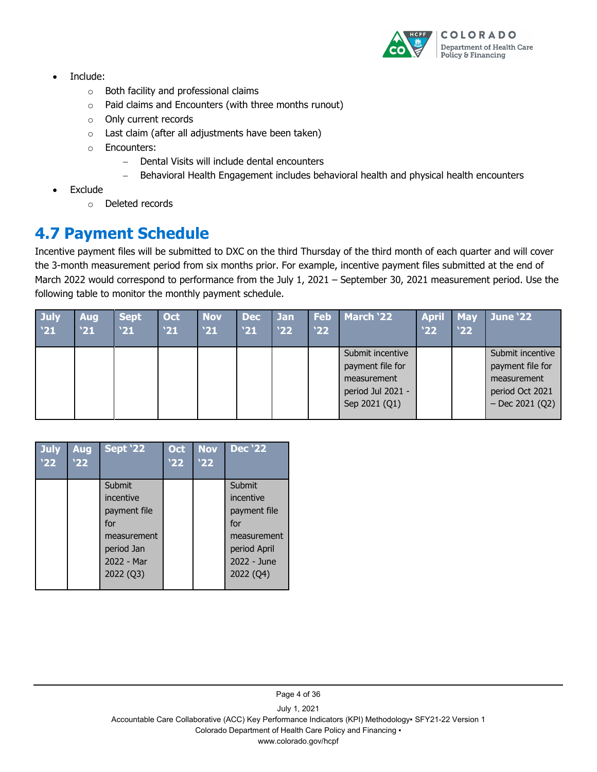- Include:
    - Both facility and professional claims
    - Paid claims and Encounters (with three months runout)
    - Only current records
    - Last claim (after all adjustments have been taken)
    - Encounters:
        - Dental Visits will include dental encounters
        - Behavioral Health Engagement includes behavioral health and physical health encounters
- Exclude
    - Deleted records

## 4.7 Payment Schedule

Incentive payment files will be submitted to DXC on the third Thursday of the third month of each quarter and will cover the 3-month measurement period from six months prior. For example, incentive payment files submitted at the end of March 2022 would correspond to performance from the July 1, 2021 – September 30, 2021 measurement period. Use the following table to monitor the monthly payment schedule.

| July '21 | Aug '21 | Sept '21 | Oct '21 | Nov '21 | Dec '21 | Jan '22 | Feb '22 | March '22 | April '22 | May '22 | June '22 |
|---|---|---|---|---|---|---|---|---|---|---|---|
| | | | | | | | | Submit incentive payment file for measurement period Jul 2021 - Sep 2021 (Q1) | | | Submit incentive payment file for measurement period Oct 2021 – Dec 2021 (Q2) |

| July '22 | Aug '22 | Sept '22 | Oct '22 | Nov '22 | Dec '22 |
|---|---|---|---|---|---|
| | | Submit incentive payment file for measurement period Jan 2022 - Mar 2022 (Q3) | | | Submit incentive payment file for measurement period April 2022 - June 2022 (Q4) |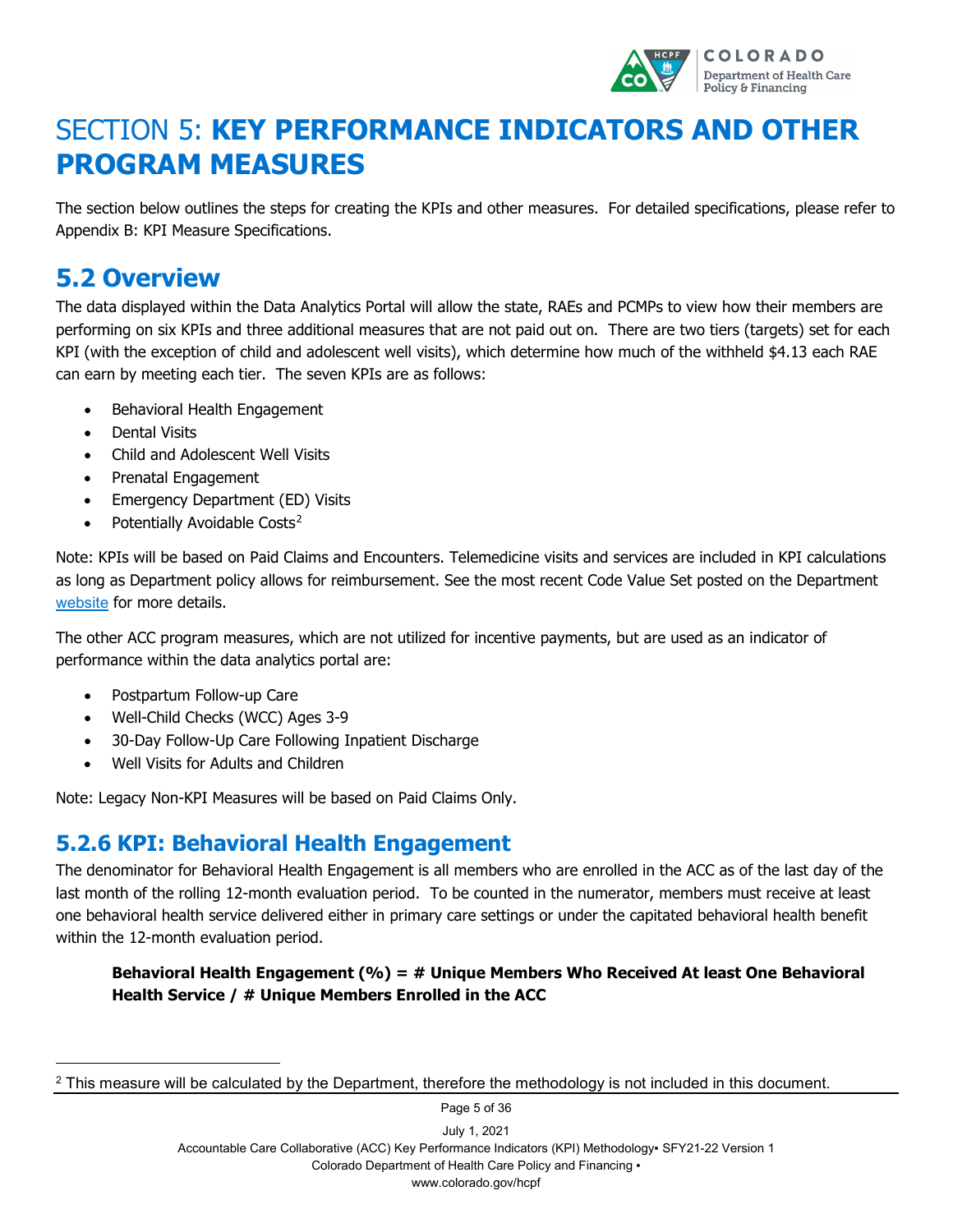# SECTION 5: **KEY PERFORMANCE INDICATORS AND OTHER PROGRAM MEASURES**

The section below outlines the steps for creating the KPIs and other measures. For detailed specifications, please refer to Appendix B: KPI Measure Specifications.

## 5.2 Overview

The data displayed within the Data Analytics Portal will allow the state, RAEs and PCMPs to view how their members are performing on six KPIs and three additional measures that are not paid out on. There are two tiers (targets) set for each KPI (with the exception of child and adolescent well visits), which determine how much of the withheld $4.13 each RAE can earn by meeting each tier. The seven KPIs are as follows:

- Behavioral Health Engagement
- Dental Visits
- Child and Adolescent Well Visits
- Prenatal Engagement
- Emergency Department (ED) Visits
- Potentially Avoidable Costs[2]

Note: KPIs will be based on Paid Claims and Encounters. Telemedicine visits and services are included in KPI calculations as long as Department policy allows for reimbursement. See the most recent Code Value Set posted on the Department website for more details.

The other ACC program measures, which are not utilized for incentive payments, but are used as an indicator of performance within the data analytics portal are:

- Postpartum Follow-up Care
- Well-Child Checks (WCC) Ages 3-9
- 30-Day Follow-Up Care Following Inpatient Discharge
- Well Visits for Adults and Children

Note: Legacy Non-KPI Measures will be based on Paid Claims Only.

### 5.2.6 KPI: Behavioral Health Engagement

The denominator for Behavioral Health Engagement is all members who are enrolled in the ACC as of the last day of the last month of the rolling 12-month evaluation period. To be counted in the numerator, members must receive at least one behavioral health service delivered either in primary care settings or under the capitated behavioral health benefit within the 12-month evaluation period.

**Behavioral Health Engagement (%) = # Unique Members Who Received At least One Behavioral Health Service / # Unique Members Enrolled in the ACC**

[2] This measure will be calculated by the Department, therefore the methodology is not included in this document.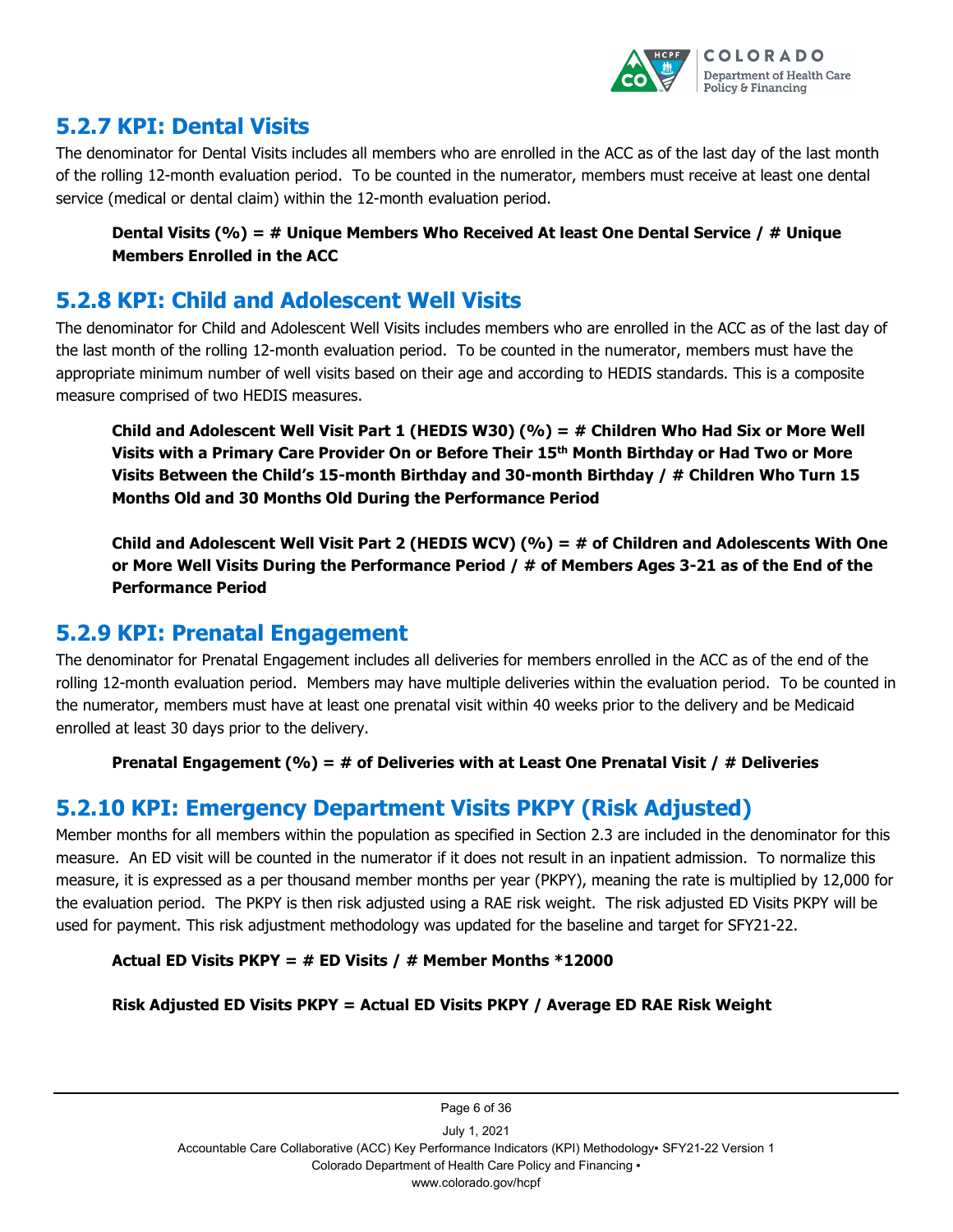## 5.2.7 KPI: Dental Visits

The denominator for Dental Visits includes all members who are enrolled in the ACC as of the last day of the last month of the rolling 12-month evaluation period. To be counted in the numerator, members must receive at least one dental service (medical or dental claim) within the 12-month evaluation period.

> **Dental Visits (%) = # Unique Members Who Received At least One Dental Service / # Unique Members Enrolled in the ACC**

## 5.2.8 KPI: Child and Adolescent Well Visits

The denominator for Child and Adolescent Well Visits includes members who are enrolled in the ACC as of the last day of the last month of the rolling 12-month evaluation period. To be counted in the numerator, members must have the appropriate minimum number of well visits based on their age and according to HEDIS standards. This is a composite measure comprised of two HEDIS measures.

> **Child and Adolescent Well Visit Part 1 (HEDIS W30) (%) = # Children Who Had Six or More Well Visits with a Primary Care Provider On or Before Their 15th Month Birthday or Had Two or More Visits Between the Child's 15-month Birthday and 30-month Birthday / # Children Who Turn 15 Months Old and 30 Months Old During the Performance Period**

> **Child and Adolescent Well Visit Part 2 (HEDIS WCV) (%) = # of Children and Adolescents With One or More Well Visits During the Performance Period / # of Members Ages 3-21 as of the End of the Performance Period**

## 5.2.9 KPI: Prenatal Engagement

The denominator for Prenatal Engagement includes all deliveries for members enrolled in the ACC as of the end of the rolling 12-month evaluation period. Members may have multiple deliveries within the evaluation period. To be counted in the numerator, members must have at least one prenatal visit within 40 weeks prior to the delivery and be Medicaid enrolled at least 30 days prior to the delivery.

> **Prenatal Engagement (%) = # of Deliveries with at Least One Prenatal Visit / # Deliveries**

## 5.2.10 KPI: Emergency Department Visits PKPY (Risk Adjusted)

Member months for all members within the population as specified in Section 2.3 are included in the denominator for this measure. An ED visit will be counted in the numerator if it does not result in an inpatient admission. To normalize this measure, it is expressed as a per thousand member months per year (PKPY), meaning the rate is multiplied by 12,000 for the evaluation period. The PKPY is then risk adjusted using a RAE risk weight. The risk adjusted ED Visits PKPY will be used for payment. This risk adjustment methodology was updated for the baseline and target for SFY21-22.

> **Actual ED Visits PKPY = # ED Visits / # Member Months *12000**

> **Risk Adjusted ED Visits PKPY = Actual ED Visits PKPY / Average ED RAE Risk Weight**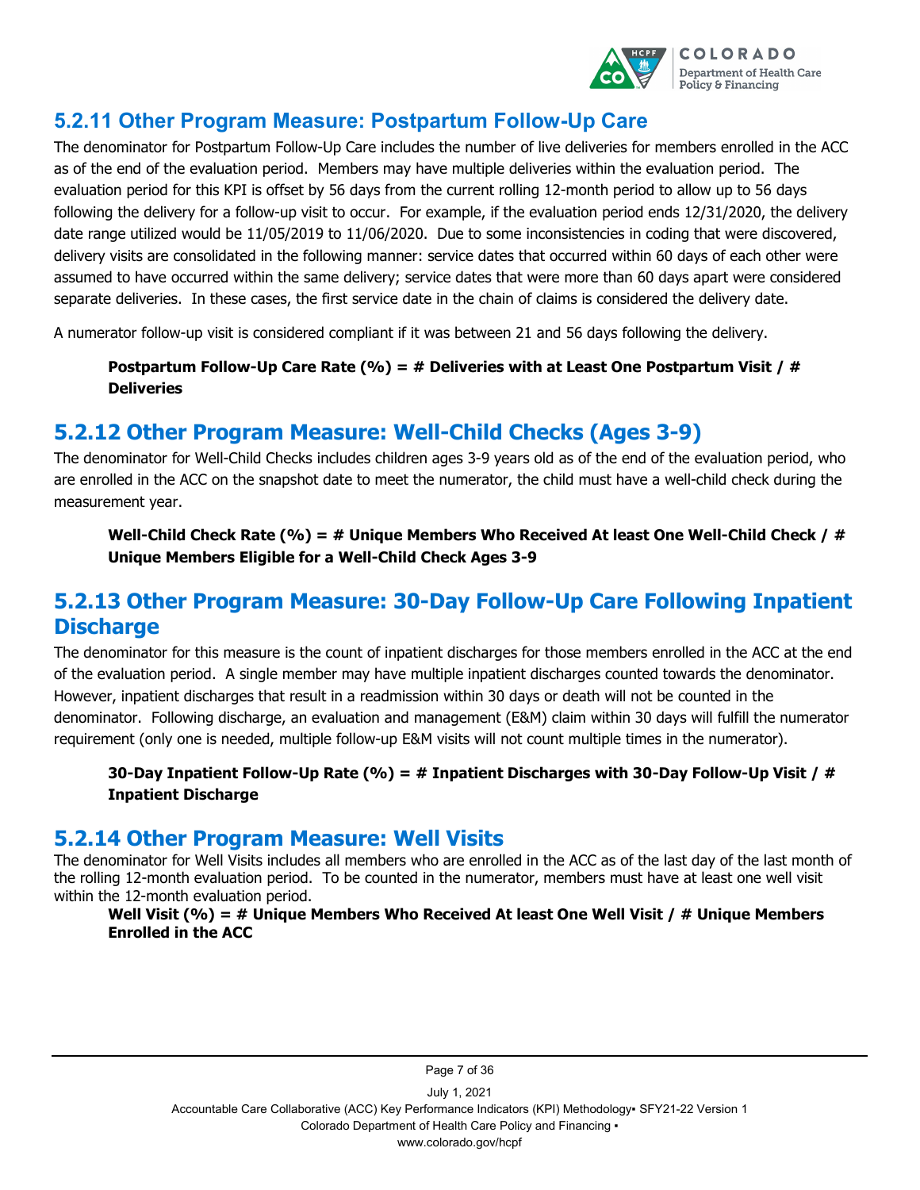## 5.2.11 Other Program Measure: Postpartum Follow-Up Care

The denominator for Postpartum Follow-Up Care includes the number of live deliveries for members enrolled in the ACC as of the end of the evaluation period. Members may have multiple deliveries within the evaluation period. The evaluation period for this KPI is offset by 56 days from the current rolling 12-month period to allow up to 56 days following the delivery for a follow-up visit to occur. For example, if the evaluation period ends 12/31/2020, the delivery date range utilized would be 11/05/2019 to 11/06/2020. Due to some inconsistencies in coding that were discovered, delivery visits are consolidated in the following manner: service dates that occurred within 60 days of each other were assumed to have occurred within the same delivery; service dates that were more than 60 days apart were considered separate deliveries. In these cases, the first service date in the chain of claims is considered the delivery date.

A numerator follow-up visit is considered compliant if it was between 21 and 56 days following the delivery.

**Postpartum Follow-Up Care Rate (%) = # Deliveries with at Least One Postpartum Visit / # Deliveries**

## 5.2.12 Other Program Measure: Well-Child Checks (Ages 3-9)

The denominator for Well-Child Checks includes children ages 3-9 years old as of the end of the evaluation period, who are enrolled in the ACC on the snapshot date to meet the numerator, the child must have a well-child check during the measurement year.

**Well-Child Check Rate (%) = # Unique Members Who Received At least One Well-Child Check / # Unique Members Eligible for a Well-Child Check Ages 3-9**

## 5.2.13 Other Program Measure: 30-Day Follow-Up Care Following Inpatient Discharge

The denominator for this measure is the count of inpatient discharges for those members enrolled in the ACC at the end of the evaluation period. A single member may have multiple inpatient discharges counted towards the denominator. However, inpatient discharges that result in a readmission within 30 days or death will not be counted in the denominator. Following discharge, an evaluation and management (E&M) claim within 30 days will fulfill the numerator requirement (only one is needed, multiple follow-up E&M visits will not count multiple times in the numerator).

**30-Day Inpatient Follow-Up Rate (%) = # Inpatient Discharges with 30-Day Follow-Up Visit / # Inpatient Discharge**

## 5.2.14 Other Program Measure: Well Visits

The denominator for Well Visits includes all members who are enrolled in the ACC as of the last day of the last month of the rolling 12-month evaluation period. To be counted in the numerator, members must have at least one well visit within the 12-month evaluation period.

**Well Visit (%) = # Unique Members Who Received At least One Well Visit / # Unique Members Enrolled in the ACC**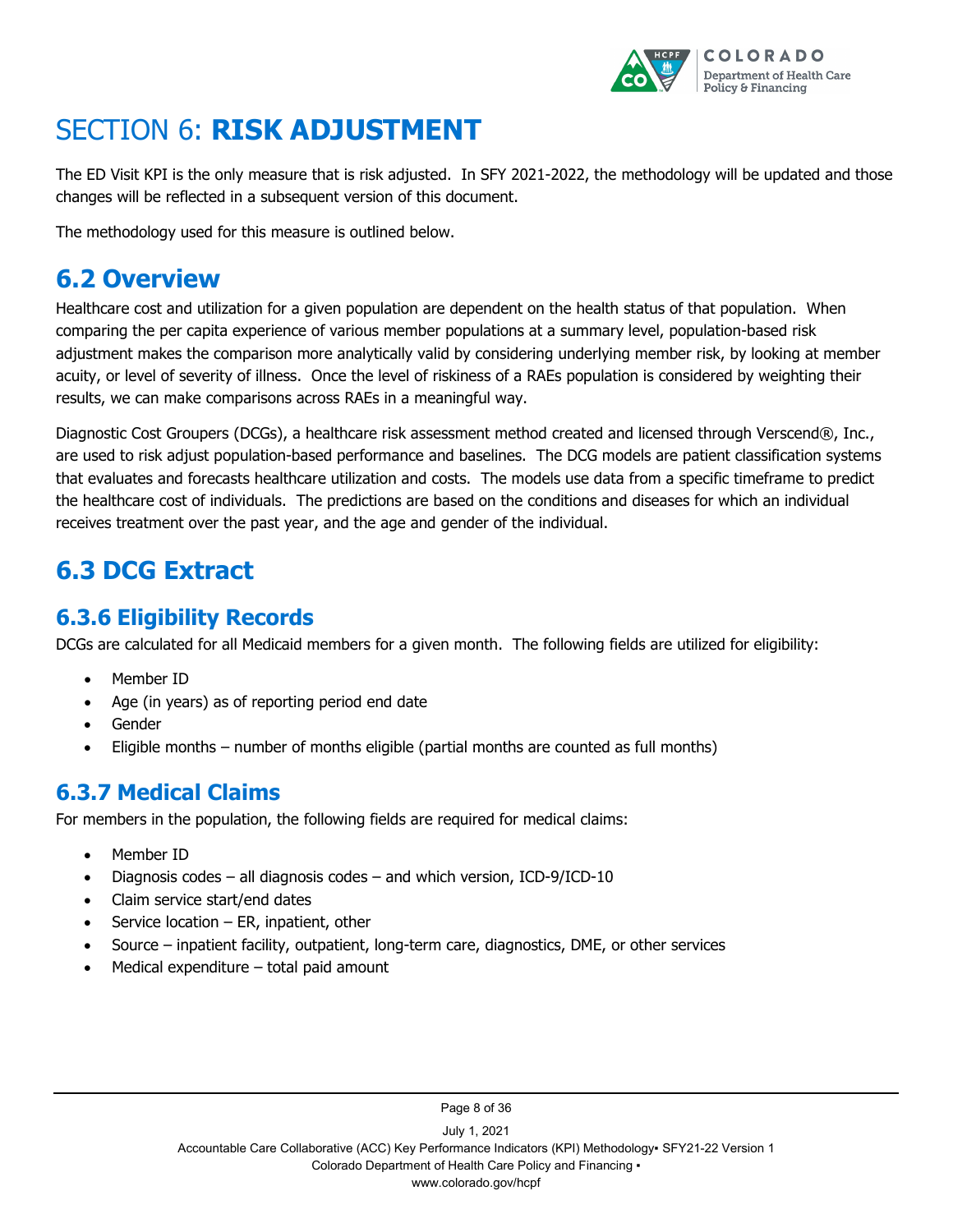# SECTION 6: **RISK ADJUSTMENT**

The ED Visit KPI is the only measure that is risk adjusted. In SFY 2021-2022, the methodology will be updated and those changes will be reflected in a subsequent version of this document.

The methodology used for this measure is outlined below.

## 6.2 Overview

Healthcare cost and utilization for a given population are dependent on the health status of that population. When comparing the per capita experience of various member populations at a summary level, population-based risk adjustment makes the comparison more analytically valid by considering underlying member risk, by looking at member acuity, or level of severity of illness. Once the level of riskiness of a RAEs population is considered by weighting their results, we can make comparisons across RAEs in a meaningful way.

Diagnostic Cost Groupers (DCGs), a healthcare risk assessment method created and licensed through Verscend®, Inc., are used to risk adjust population-based performance and baselines. The DCG models are patient classification systems that evaluates and forecasts healthcare utilization and costs. The models use data from a specific timeframe to predict the healthcare cost of individuals. The predictions are based on the conditions and diseases for which an individual receives treatment over the past year, and the age and gender of the individual.

## 6.3 DCG Extract

### 6.3.6 Eligibility Records

DCGs are calculated for all Medicaid members for a given month. The following fields are utilized for eligibility:

- Member ID
- Age (in years) as of reporting period end date
- Gender
- Eligible months – number of months eligible (partial months are counted as full months)

### 6.3.7 Medical Claims

For members in the population, the following fields are required for medical claims:

- Member ID
- Diagnosis codes – all diagnosis codes – and which version, ICD-9/ICD-10
- Claim service start/end dates
- Service location – ER, inpatient, other
- Source – inpatient facility, outpatient, long-term care, diagnostics, DME, or other services
- Medical expenditure – total paid amount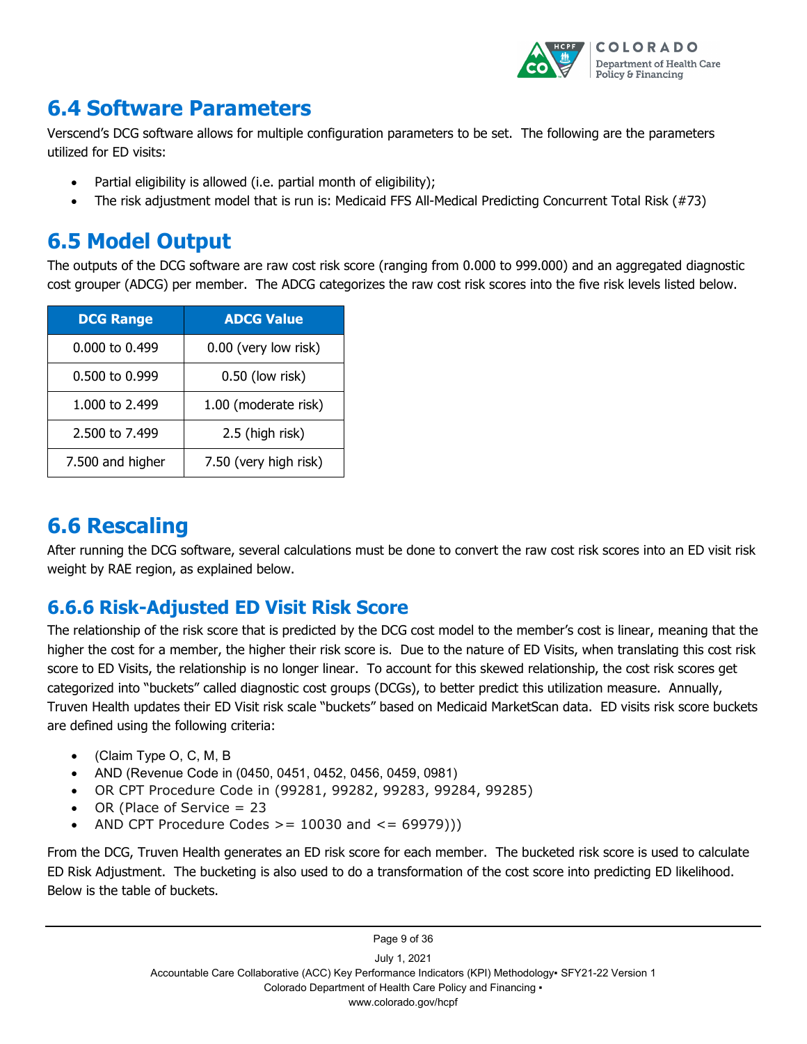## 6.4 Software Parameters

Verscend's DCG software allows for multiple configuration parameters to be set. The following are the parameters utilized for ED visits:

- Partial eligibility is allowed (i.e. partial month of eligibility);
- The risk adjustment model that is run is: Medicaid FFS All-Medical Predicting Concurrent Total Risk (#73)

## 6.5 Model Output

The outputs of the DCG software are raw cost risk score (ranging from 0.000 to 999.000) and an aggregated diagnostic cost grouper (ADCG) per member. The ADCG categorizes the raw cost risk scores into the five risk levels listed below.

| DCG Range | ADCG Value |
|---|---|
| 0.000 to 0.499 | 0.00 (very low risk) |
| 0.500 to 0.999 | 0.50 (low risk) |
| 1.000 to 2.499 | 1.00 (moderate risk) |
| 2.500 to 7.499 | 2.5 (high risk) |
| 7.500 and higher | 7.50 (very high risk) |

## 6.6 Rescaling

After running the DCG software, several calculations must be done to convert the raw cost risk scores into an ED visit risk weight by RAE region, as explained below.

### 6.6.6 Risk-Adjusted ED Visit Risk Score

The relationship of the risk score that is predicted by the DCG cost model to the member's cost is linear, meaning that the higher the cost for a member, the higher their risk score is. Due to the nature of ED Visits, when translating this cost risk score to ED Visits, the relationship is no longer linear. To account for this skewed relationship, the cost risk scores get categorized into "buckets" called diagnostic cost groups (DCGs), to better predict this utilization measure. Annually, Truven Health updates their ED Visit risk scale "buckets" based on Medicaid MarketScan data. ED visits risk score buckets are defined using the following criteria:

- (Claim Type O, C, M, B
- AND (Revenue Code in (0450, 0451, 0452, 0456, 0459, 0981)
- OR CPT Procedure Code in (99281, 99282, 99283, 99284, 99285)
- OR (Place of Service = 23
- AND CPT Procedure Codes >= 10030 and <= 69979)))

From the DCG, Truven Health generates an ED risk score for each member. The bucketed risk score is used to calculate ED Risk Adjustment. The bucketing is also used to do a transformation of the cost score into predicting ED likelihood. Below is the table of buckets.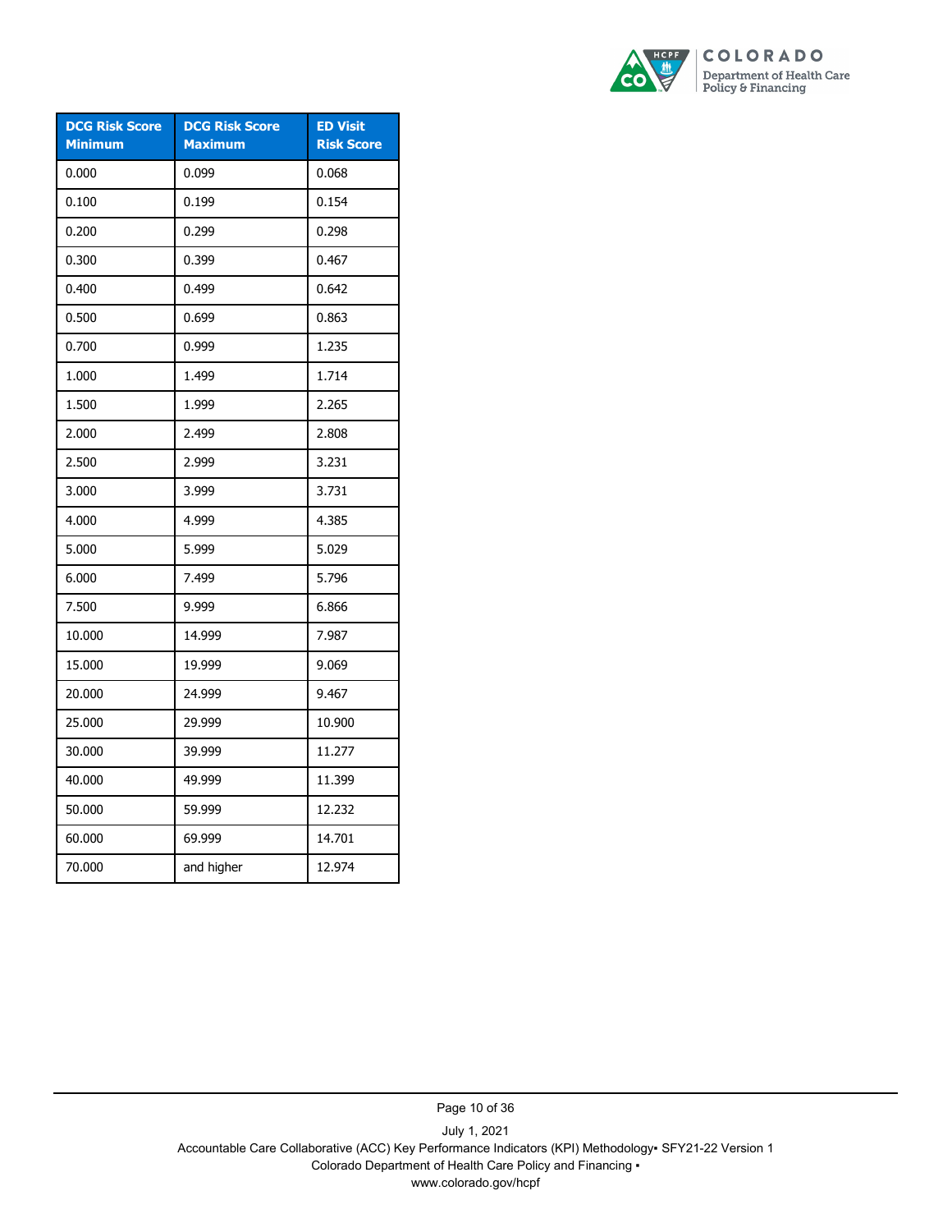| DCG Risk Score Minimum | DCG Risk Score Maximum | ED Visit Risk Score |
|---|---|---|
| 0.000 | 0.099 | 0.068 |
| 0.100 | 0.199 | 0.154 |
| 0.200 | 0.299 | 0.298 |
| 0.300 | 0.399 | 0.467 |
| 0.400 | 0.499 | 0.642 |
| 0.500 | 0.699 | 0.863 |
| 0.700 | 0.999 | 1.235 |
| 1.000 | 1.499 | 1.714 |
| 1.500 | 1.999 | 2.265 |
| 2.000 | 2.499 | 2.808 |
| 2.500 | 2.999 | 3.231 |
| 3.000 | 3.999 | 3.731 |
| 4.000 | 4.999 | 4.385 |
| 5.000 | 5.999 | 5.029 |
| 6.000 | 7.499 | 5.796 |
| 7.500 | 9.999 | 6.866 |
| 10.000 | 14.999 | 7.987 |
| 15.000 | 19.999 | 9.069 |
| 20.000 | 24.999 | 9.467 |
| 25.000 | 29.999 | 10.900 |
| 30.000 | 39.999 | 11.277 |
| 40.000 | 49.999 | 11.399 |
| 50.000 | 59.999 | 12.232 |
| 60.000 | 69.999 | 14.701 |
| 70.000 | and higher | 12.974 |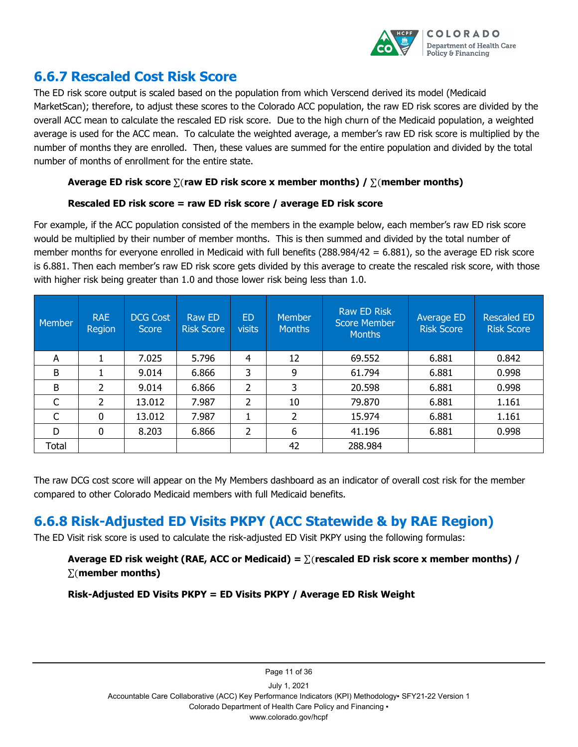## 6.6.7 Rescaled Cost Risk Score

The ED risk score output is scaled based on the population from which Verscend derived its model (Medicaid MarketScan); therefore, to adjust these scores to the Colorado ACC population, the raw ED risk scores are divided by the overall ACC mean to calculate the rescaled ED risk score. Due to the high churn of the Medicaid population, a weighted average is used for the ACC mean. To calculate the weighted average, a member's raw ED risk score is multiplied by the number of months they are enrolled. Then, these values are summed for the entire population and divided by the total number of months of enrollment for the entire state.

**Average ED risk score ∑(raw ED risk score x member months) / ∑(member months)**

**Rescaled ED risk score = raw ED risk score / average ED risk score**

For example, if the ACC population consisted of the members in the example below, each member's raw ED risk score would be multiplied by their number of member months. This is then summed and divided by the total number of member months for everyone enrolled in Medicaid with full benefits (288.984/42 = 6.881), so the average ED risk score is 6.881. Then each member's raw ED risk score gets divided by this average to create the rescaled risk score, with those with higher risk being greater than 1.0 and those lower risk being less than 1.0.

| Member | RAE Region | DCG Cost Score | Raw ED Risk Score | ED visits | Member Months | Raw ED Risk Score Member Months | Average ED Risk Score | Rescaled ED Risk Score |
|---|---|---|---|---|---|---|---|---|
| A | 1 | 7.025 | 5.796 | 4 | 12 | 69.552 | 6.881 | 0.842 |
| B | 1 | 9.014 | 6.866 | 3 | 9 | 61.794 | 6.881 | 0.998 |
| B | 2 | 9.014 | 6.866 | 2 | 3 | 20.598 | 6.881 | 0.998 |
| C | 2 | 13.012 | 7.987 | 2 | 10 | 79.870 | 6.881 | 1.161 |
| C | 0 | 13.012 | 7.987 | 1 | 2 | 15.974 | 6.881 | 1.161 |
| D | 0 | 8.203 | 6.866 | 2 | 6 | 41.196 | 6.881 | 0.998 |
| Total | | | | | 42 | 288.984 | | |

The raw DCG cost score will appear on the My Members dashboard as an indicator of overall cost risk for the member compared to other Colorado Medicaid members with full Medicaid benefits.

## 6.6.8 Risk-Adjusted ED Visits PKPY (ACC Statewide & by RAE Region)

The ED Visit risk score is used to calculate the risk-adjusted ED Visit PKPY using the following formulas:

**Average ED risk weight (RAE, ACC or Medicaid) = ∑(rescaled ED risk score x member months) / ∑(member months)**

**Risk-Adjusted ED Visits PKPY = ED Visits PKPY / Average ED Risk Weight**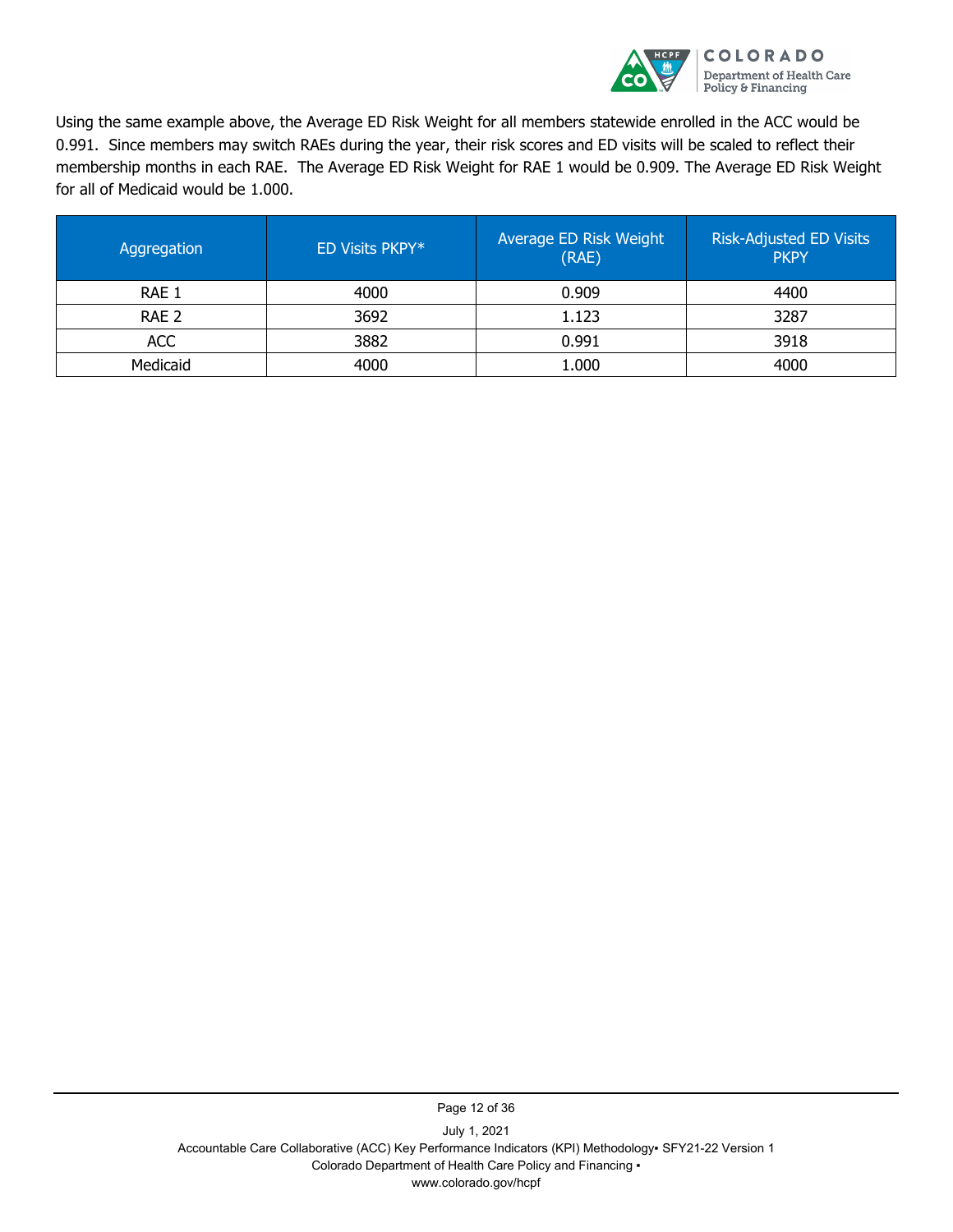Using the same example above, the Average ED Risk Weight for all members statewide enrolled in the ACC would be 0.991. Since members may switch RAEs during the year, their risk scores and ED visits will be scaled to reflect their membership months in each RAE. The Average ED Risk Weight for RAE 1 would be 0.909. The Average ED Risk Weight for all of Medicaid would be 1.000.

| Aggregation | ED Visits PKPY* | Average ED Risk Weight (RAE) | Risk-Adjusted ED Visits PKPY |
|---|---|---|---|
| RAE 1 | 4000 | 0.909 | 4400 |
| RAE 2 | 3692 | 1.123 | 3287 |
| ACC | 3882 | 0.991 | 3918 |
| Medicaid | 4000 | 1.000 | 4000 |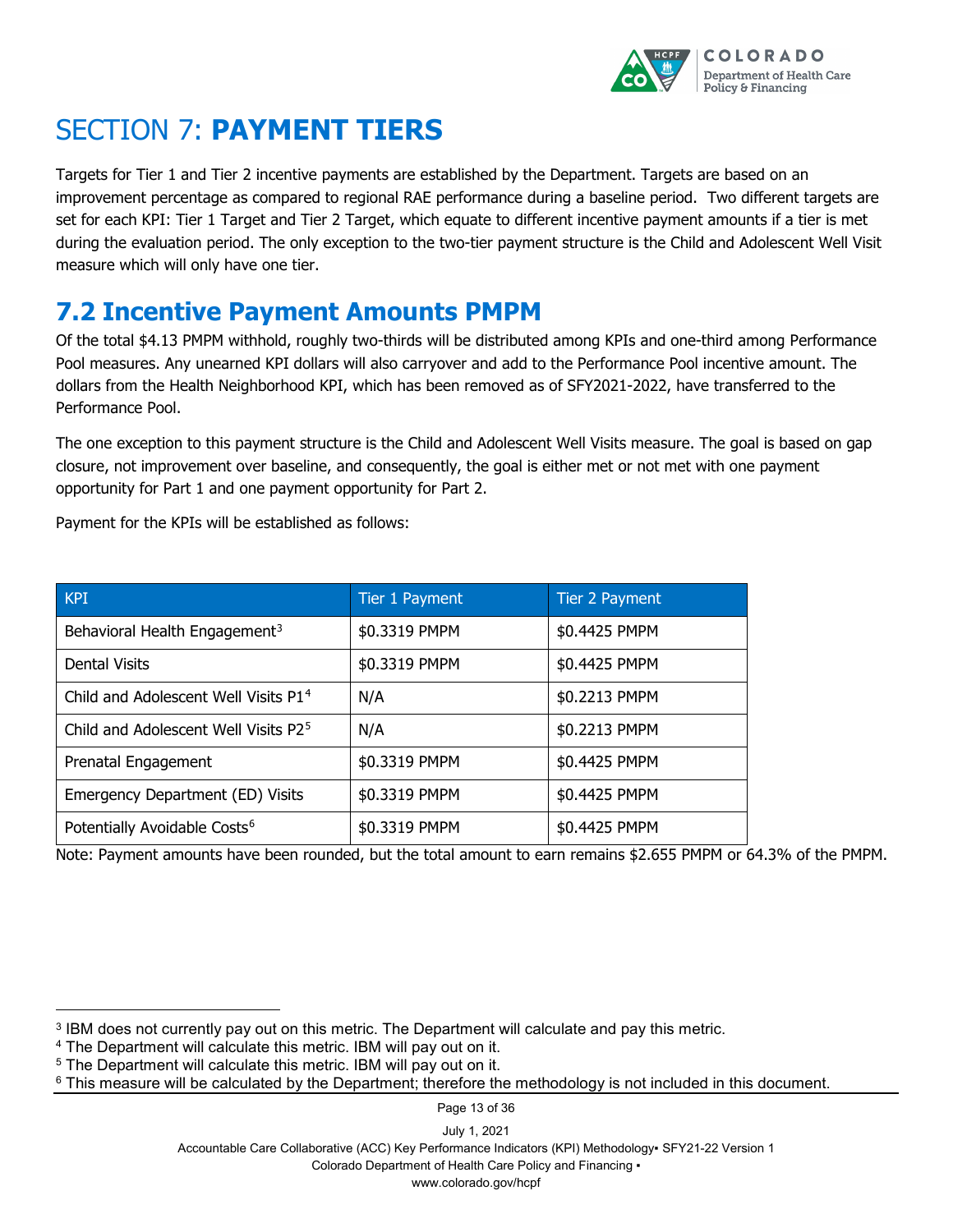# SECTION 7: **PAYMENT TIERS**

Targets for Tier 1 and Tier 2 incentive payments are established by the Department. Targets are based on an improvement percentage as compared to regional RAE performance during a baseline period. Two different targets are set for each KPI: Tier 1 Target and Tier 2 Target, which equate to different incentive payment amounts if a tier is met during the evaluation period. The only exception to the two-tier payment structure is the Child and Adolescent Well Visit measure which will only have one tier.

## 7.2 Incentive Payment Amounts PMPM

Of the total $4.13 PMPM withhold, roughly two-thirds will be distributed among KPIs and one-third among Performance Pool measures. Any unearned KPI dollars will also carryover and add to the Performance Pool incentive amount. The dollars from the Health Neighborhood KPI, which has been removed as of SFY2021-2022, have transferred to the Performance Pool.

The one exception to this payment structure is the Child and Adolescent Well Visits measure. The goal is based on gap closure, not improvement over baseline, and consequently, the goal is either met or not met with one payment opportunity for Part 1 and one payment opportunity for Part 2.

Payment for the KPIs will be established as follows:

| KPI | Tier 1 Payment | Tier 2 Payment |
|---|---|---|
| Behavioral Health Engagement[3] | $0.3319 PMPM | $0.4425 PMPM |
| Dental Visits | $0.3319 PMPM | $0.4425 PMPM |
| Child and Adolescent Well Visits P1[4] | N/A | $0.2213 PMPM |
| Child and Adolescent Well Visits P2[5] | N/A | $0.2213 PMPM |
| Prenatal Engagement | $0.3319 PMPM | $0.4425 PMPM |
| Emergency Department (ED) Visits | $0.3319 PMPM | $0.4425 PMPM |
| Potentially Avoidable Costs[6] | $0.3319 PMPM | $0.4425 PMPM |

Note: Payment amounts have been rounded, but the total amount to earn remains $2.655 PMPM or 64.3% of the PMPM.

[3] IBM does not currently pay out on this metric. The Department will calculate and pay this metric.

[4] The Department will calculate this metric. IBM will pay out on it.

[5] The Department will calculate this metric. IBM will pay out on it.

[6] This measure will be calculated by the Department; therefore the methodology is not included in this document.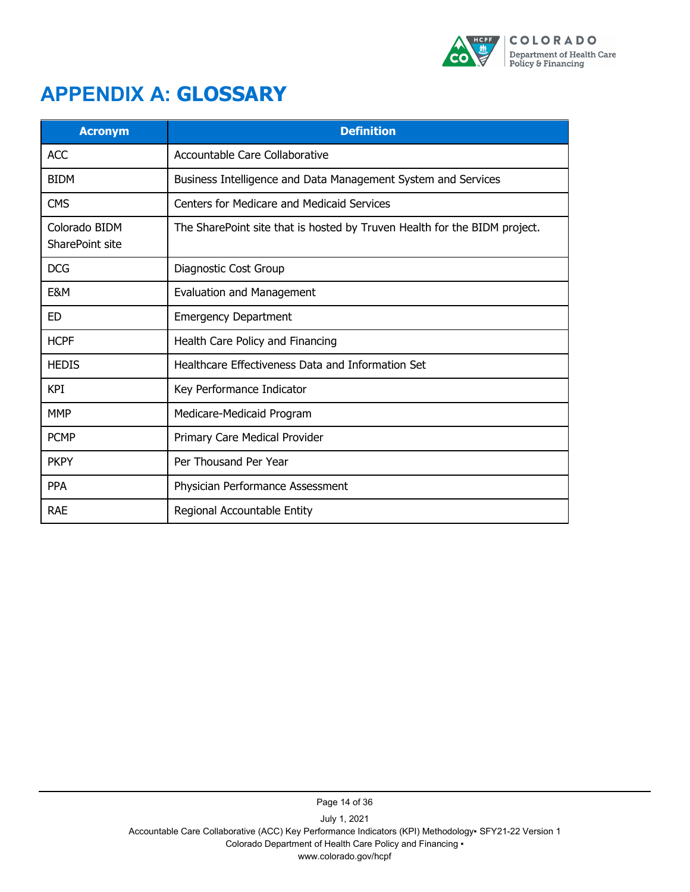# APPENDIX A: GLOSSARY

| Acronym | Definition |
|---|---|
| ACC | Accountable Care Collaborative |
| BIDM | Business Intelligence and Data Management System and Services |
| CMS | Centers for Medicare and Medicaid Services |
| Colorado BIDM SharePoint site | The SharePoint site that is hosted by Truven Health for the BIDM project. |
| DCG | Diagnostic Cost Group |
| E&M | Evaluation and Management |
| ED | Emergency Department |
| HCPF | Health Care Policy and Financing |
| HEDIS | Healthcare Effectiveness Data and Information Set |
| KPI | Key Performance Indicator |
| MMP | Medicare-Medicaid Program |
| PCMP | Primary Care Medical Provider |
| PKPY | Per Thousand Per Year |
| PPA | Physician Performance Assessment |
| RAE | Regional Accountable Entity |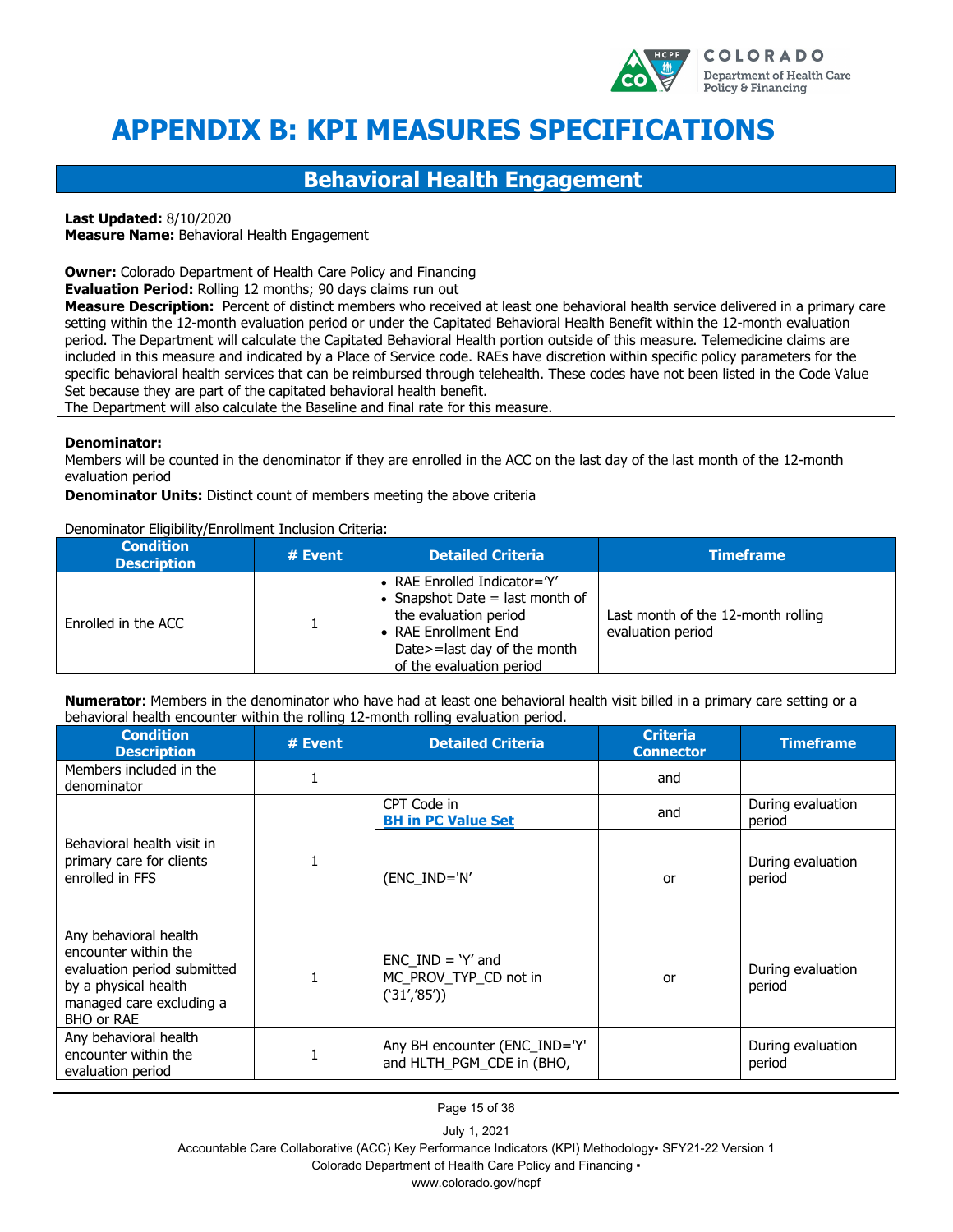# APPENDIX B: KPI MEASURES SPECIFICATIONS

## Behavioral Health Engagement

**Last Updated:** 8/10/2020
**Measure Name:** Behavioral Health Engagement

**Owner:** Colorado Department of Health Care Policy and Financing
**Evaluation Period:** Rolling 12 months; 90 days claims run out
**Measure Description:** Percent of distinct members who received at least one behavioral health service delivered in a primary care setting within the 12-month evaluation period or under the Capitated Behavioral Health Benefit within the 12-month evaluation period. The Department will calculate the Capitated Behavioral Health portion outside of this measure. Telemedicine claims are included in this measure and indicated by a Place of Service code. RAEs have discretion within specific policy parameters for the specific behavioral health services that can be reimbursed through telehealth. These codes have not been listed in the Code Value Set because they are part of the capitated behavioral health benefit.
The Department will also calculate the Baseline and final rate for this measure.

**Denominator:**
Members will be counted in the denominator if they are enrolled in the ACC on the last day of the last month of the 12-month evaluation period
**Denominator Units:** Distinct count of members meeting the above criteria

Denominator Eligibility/Enrollment Inclusion Criteria:

| Condition Description | # Event | Detailed Criteria | Timeframe |
|---|---|---|---|
| Enrolled in the ACC | 1 | • RAE Enrolled Indicator='Y'<br>• Snapshot Date = last month of the evaluation period<br>• RAE Enrollment End Date>=last day of the month of the evaluation period | Last month of the 12-month rolling evaluation period |

**Numerator**: Members in the denominator who have had at least one behavioral health visit billed in a primary care setting or a behavioral health encounter within the rolling 12-month rolling evaluation period.

| Condition Description | # Event | Detailed Criteria | Criteria Connector | Timeframe |
|---|---|---|---|---|
| Members included in the denominator | 1 | | and | |
| Behavioral health visit in primary care for clients enrolled in FFS | 1 | CPT Code in **BH in PC Value Set** | and | During evaluation period |
| | | (ENC_IND='N' | or | During evaluation period |
| Any behavioral health encounter within the evaluation period submitted by a physical health managed care excluding a BHO or RAE | 1 | ENC_IND = 'Y' and MC_PROV_TYP_CD not in ('31','85')) | or | During evaluation period |
| Any behavioral health encounter within the evaluation period | 1 | Any BH encounter (ENC_IND='Y' and HLTH_PGM_CDE in (BHO, | | During evaluation period |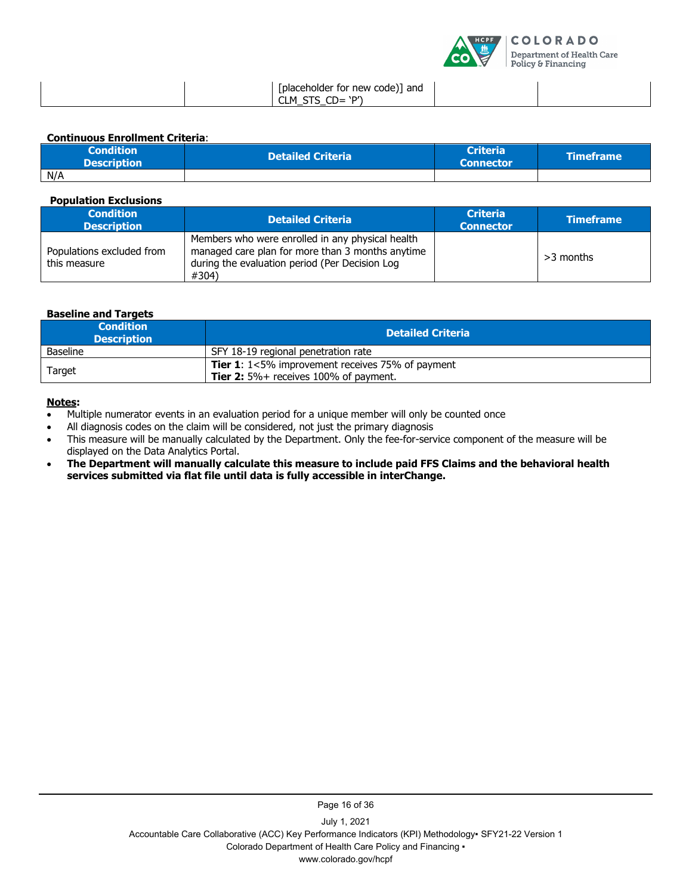| | | [placeholder for new code)] and CLM_STS_CD= 'P') | | |
|---|---|---|---|---|

**Continuous Enrollment Criteria**:

| Condition Description | Detailed Criteria | Criteria Connector | Timeframe |
|---|---|---|---|
| N/A | | | |

**Population Exclusions**

| Condition Description | Detailed Criteria | Criteria Connector | Timeframe |
|---|---|---|---|
| Populations excluded from this measure | Members who were enrolled in any physical health managed care plan for more than 3 months anytime during the evaluation period (Per Decision Log #304) | | >3 months |

**Baseline and Targets**

| Condition Description | Detailed Criteria |
|---|---|
| Baseline | SFY 18-19 regional penetration rate |
| Target | **Tier 1**: 1<5% improvement receives 75% of payment<br>**Tier 2:** 5%+ receives 100% of payment. |

**Notes:**

- Multiple numerator events in an evaluation period for a unique member will only be counted once
- All diagnosis codes on the claim will be considered, not just the primary diagnosis
- This measure will be manually calculated by the Department. Only the fee-for-service component of the measure will be displayed on the Data Analytics Portal.
- **The Department will manually calculate this measure to include paid FFS Claims and the behavioral health services submitted via flat file until data is fully accessible in interChange.**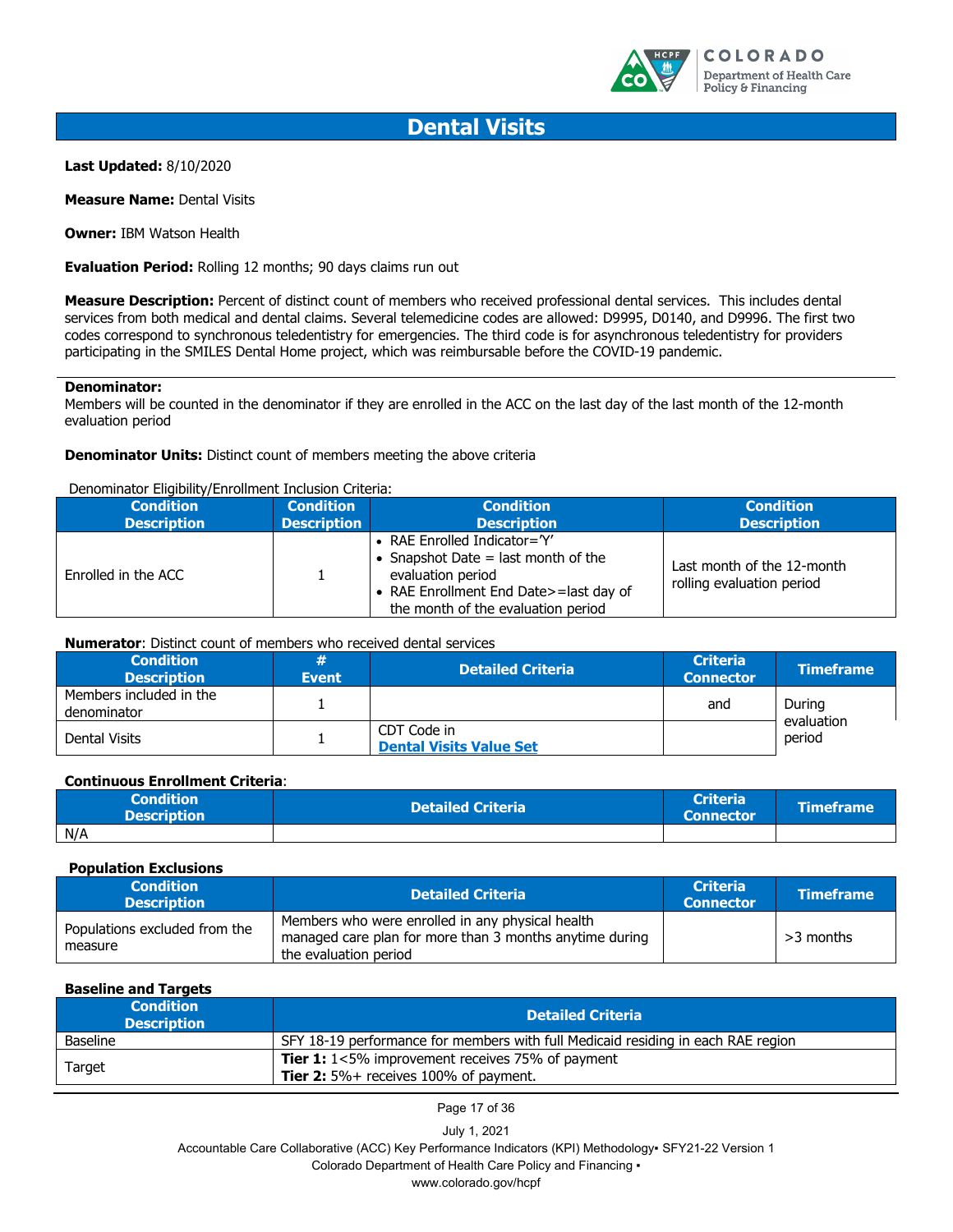# Dental Visits

**Last Updated:** 8/10/2020

**Measure Name:** Dental Visits

**Owner:** IBM Watson Health

**Evaluation Period:** Rolling 12 months; 90 days claims run out

**Measure Description:** Percent of distinct count of members who received professional dental services. This includes dental services from both medical and dental claims. Several telemedicine codes are allowed: D9995, D0140, and D9996. The first two codes correspond to synchronous teledentistry for emergencies. The third code is for asynchronous teledentistry for providers participating in the SMILES Dental Home project, which was reimbursable before the COVID-19 pandemic.

---

**Denominator:**
Members will be counted in the denominator if they are enrolled in the ACC on the last day of the last month of the 12-month evaluation period

**Denominator Units:** Distinct count of members meeting the above criteria

Denominator Eligibility/Enrollment Inclusion Criteria:

| Condition Description | Condition Description | Condition Description | Condition Description |
|---|---|---|---|
| Enrolled in the ACC | 1 | • RAE Enrolled Indicator='Y'<br>• Snapshot Date = last month of the evaluation period<br>• RAE Enrollment End Date>=last day of the month of the evaluation period | Last month of the 12-month rolling evaluation period |

**Numerator**: Distinct count of members who received dental services

| Condition Description | # Event | Detailed Criteria | Criteria Connector | Timeframe |
|---|---|---|---|---|
| Members included in the denominator | 1 | | and | During evaluation period |
| Dental Visits | 1 | CDT Code in **Dental Visits Value Set** | | |

**Continuous Enrollment Criteria**:

| Condition Description | Detailed Criteria | Criteria Connector | Timeframe |
|---|---|---|---|
| N/A | | | |

**Population Exclusions**

| Condition Description | Detailed Criteria | Criteria Connector | Timeframe |
|---|---|---|---|
| Populations excluded from the measure | Members who were enrolled in any physical health managed care plan for more than 3 months anytime during the evaluation period | | >3 months |

**Baseline and Targets**

| Condition Description | Detailed Criteria |
|---|---|
| Baseline | SFY 18-19 performance for members with full Medicaid residing in each RAE region |
| Target | **Tier 1:** 1<5% improvement receives 75% of payment<br>**Tier 2:** 5%+ receives 100% of payment. |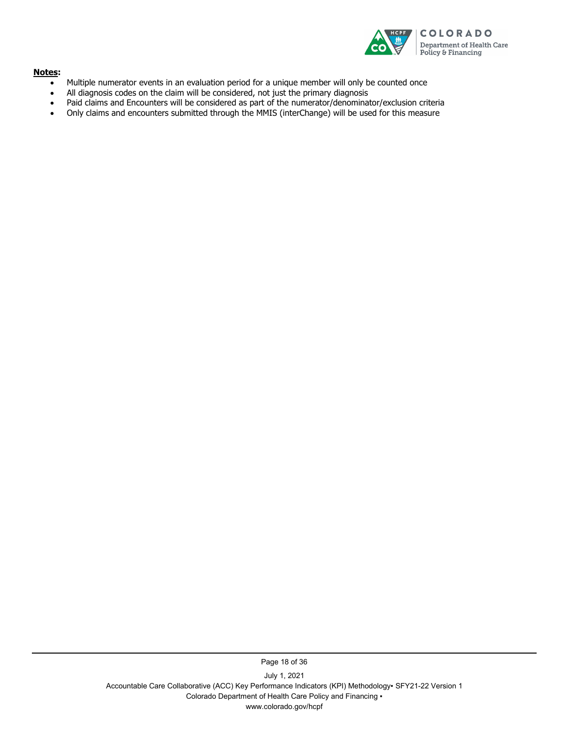**Notes:**

- Multiple numerator events in an evaluation period for a unique member will only be counted once
- All diagnosis codes on the claim will be considered, not just the primary diagnosis
- Paid claims and Encounters will be considered as part of the numerator/denominator/exclusion criteria
- Only claims and encounters submitted through the MMIS (interChange) will be used for this measure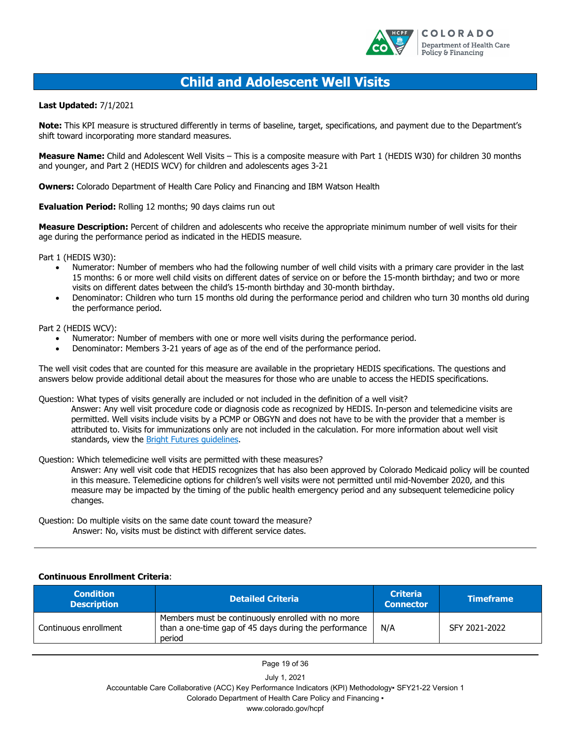# Child and Adolescent Well Visits

**Last Updated:** 7/1/2021

**Note:** This KPI measure is structured differently in terms of baseline, target, specifications, and payment due to the Department's shift toward incorporating more standard measures.

**Measure Name:** Child and Adolescent Well Visits – This is a composite measure with Part 1 (HEDIS W30) for children 30 months and younger, and Part 2 (HEDIS WCV) for children and adolescents ages 3-21

**Owners:** Colorado Department of Health Care Policy and Financing and IBM Watson Health

**Evaluation Period:** Rolling 12 months; 90 days claims run out

**Measure Description:** Percent of children and adolescents who receive the appropriate minimum number of well visits for their age during the performance period as indicated in the HEDIS measure.

Part 1 (HEDIS W30):

- Numerator: Number of members who had the following number of well child visits with a primary care provider in the last 15 months: 6 or more well child visits on different dates of service on or before the 15-month birthday; and two or more visits on different dates between the child's 15-month birthday and 30-month birthday.
- Denominator: Children who turn 15 months old during the performance period and children who turn 30 months old during the performance period.

Part 2 (HEDIS WCV):

- Numerator: Number of members with one or more well visits during the performance period.
- Denominator: Members 3-21 years of age as of the end of the performance period.

The well visit codes that are counted for this measure are available in the proprietary HEDIS specifications. The questions and answers below provide additional detail about the measures for those who are unable to access the HEDIS specifications.

Question: What types of visits generally are included or not included in the definition of a well visit?

> Answer: Any well visit procedure code or diagnosis code as recognized by HEDIS. In-person and telemedicine visits are permitted. Well visits include visits by a PCMP or OBGYN and does not have to be with the provider that a member is attributed to. Visits for immunizations only are not included in the calculation. For more information about well visit standards, view the Bright Futures guidelines.

Question: Which telemedicine well visits are permitted with these measures?

> Answer: Any well visit code that HEDIS recognizes that has also been approved by Colorado Medicaid policy will be counted in this measure. Telemedicine options for children's well visits were not permitted until mid-November 2020, and this measure may be impacted by the timing of the public health emergency period and any subsequent telemedicine policy changes.

Question: Do multiple visits on the same date count toward the measure?

> Answer: No, visits must be distinct with different service dates.

---

**Continuous Enrollment Criteria**:

| Condition Description | Detailed Criteria | Criteria Connector | Timeframe |
| --- | --- | --- | --- |
| Continuous enrollment | Members must be continuously enrolled with no more than a one-time gap of 45 days during the performance period | N/A | SFY 2021-2022 |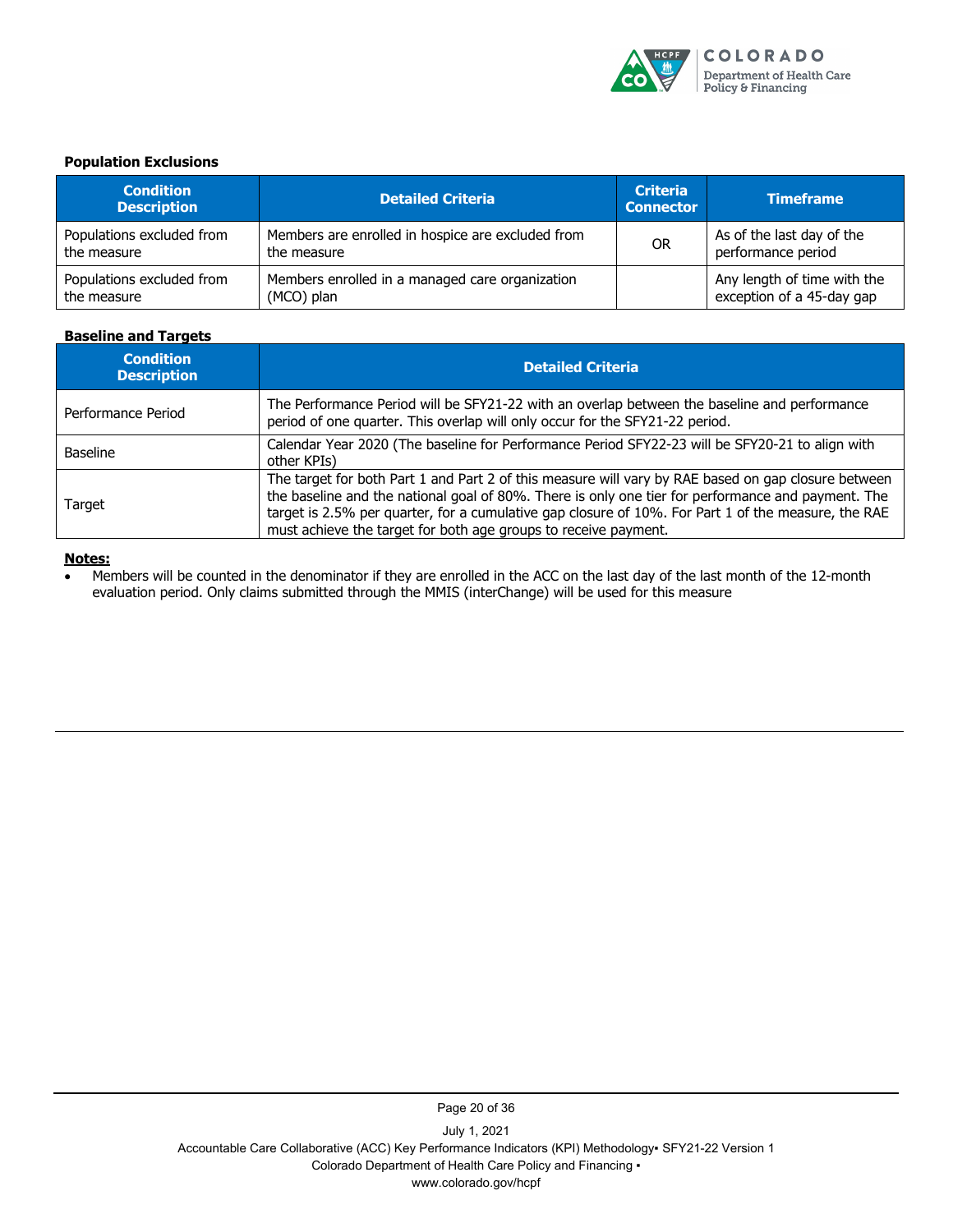**Population Exclusions**

| Condition Description | Detailed Criteria | Criteria Connector | Timeframe |
| --- | --- | --- | --- |
| Populations excluded from the measure | Members are enrolled in hospice are excluded from the measure | OR | As of the last day of the performance period |
| Populations excluded from the measure | Members enrolled in a managed care organization (MCO) plan | | Any length of time with the exception of a 45-day gap |

**Baseline and Targets**

| Condition Description | Detailed Criteria |
| --- | --- |
| Performance Period | The Performance Period will be SFY21-22 with an overlap between the baseline and performance period of one quarter. This overlap will only occur for the SFY21-22 period. |
| Baseline | Calendar Year 2020 (The baseline for Performance Period SFY22-23 will be SFY20-21 to align with other KPIs) |
| Target | The target for both Part 1 and Part 2 of this measure will vary by RAE based on gap closure between the baseline and the national goal of 80%. There is only one tier for performance and payment. The target is 2.5% per quarter, for a cumulative gap closure of 10%. For Part 1 of the measure, the RAE must achieve the target for both age groups to receive payment. |

**Notes:**

- Members will be counted in the denominator if they are enrolled in the ACC on the last day of the last month of the 12-month evaluation period. Only claims submitted through the MMIS (interChange) will be used for this measure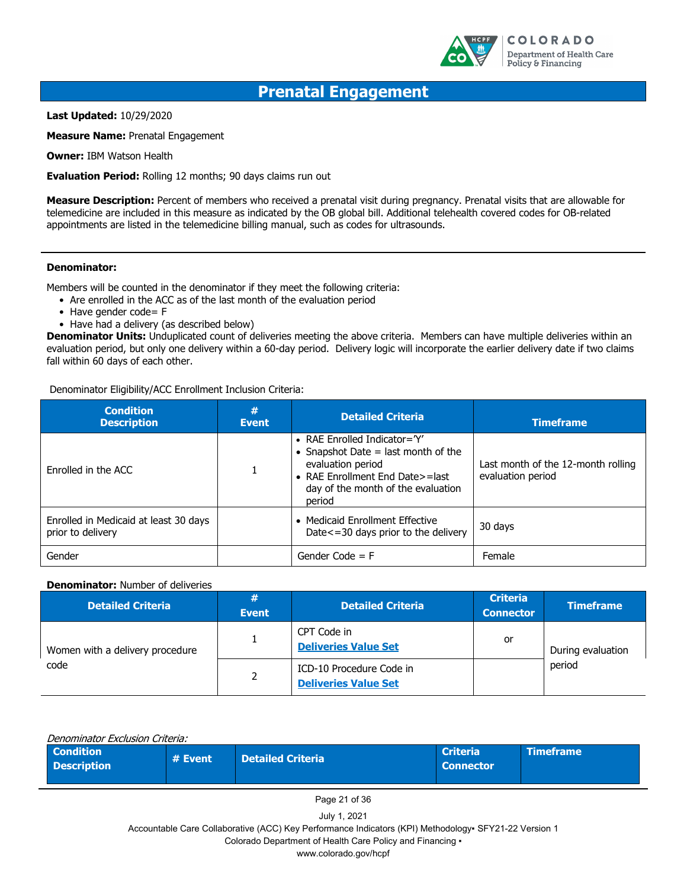# Prenatal Engagement

**Last Updated:** 10/29/2020

**Measure Name:** Prenatal Engagement

**Owner:** IBM Watson Health

**Evaluation Period:** Rolling 12 months; 90 days claims run out

**Measure Description:** Percent of members who received a prenatal visit during pregnancy. Prenatal visits that are allowable for telemedicine are included in this measure as indicated by the OB global bill. Additional telehealth covered codes for OB-related appointments are listed in the telemedicine billing manual, such as codes for ultrasounds.

---

**Denominator:**

Members will be counted in the denominator if they meet the following criteria:

- Are enrolled in the ACC as of the last month of the evaluation period
- Have gender code= F
- Have had a delivery (as described below)

**Denominator Units:** Unduplicated count of deliveries meeting the above criteria. Members can have multiple deliveries within an evaluation period, but only one delivery within a 60-day period. Delivery logic will incorporate the earlier delivery date if two claims fall within 60 days of each other.

Denominator Eligibility/ACC Enrollment Inclusion Criteria:

| Condition Description | # Event | Detailed Criteria | Timeframe |
|---|---|---|---|
| Enrolled in the ACC | 1 | • RAE Enrolled Indicator='Y'<br>• Snapshot Date = last month of the evaluation period<br>• RAE Enrollment End Date>=last day of the month of the evaluation period | Last month of the 12-month rolling evaluation period |
| Enrolled in Medicaid at least 30 days prior to delivery | | • Medicaid Enrollment Effective Date<=30 days prior to the delivery | 30 days |
| Gender | | Gender Code = F | Female |

**Denominator:** Number of deliveries

| Detailed Criteria | # Event | Detailed Criteria | Criteria Connector | Timeframe |
|---|---|---|---|---|
| Women with a delivery procedure code | 1 | CPT Code in **Deliveries Value Set** | or | During evaluation period |
| | 2 | ICD-10 Procedure Code in **Deliveries Value Set** | | |

*Denominator Exclusion Criteria:*

| Condition Description | # Event | Detailed Criteria | Criteria Connector | Timeframe |
|---|---|---|---|---|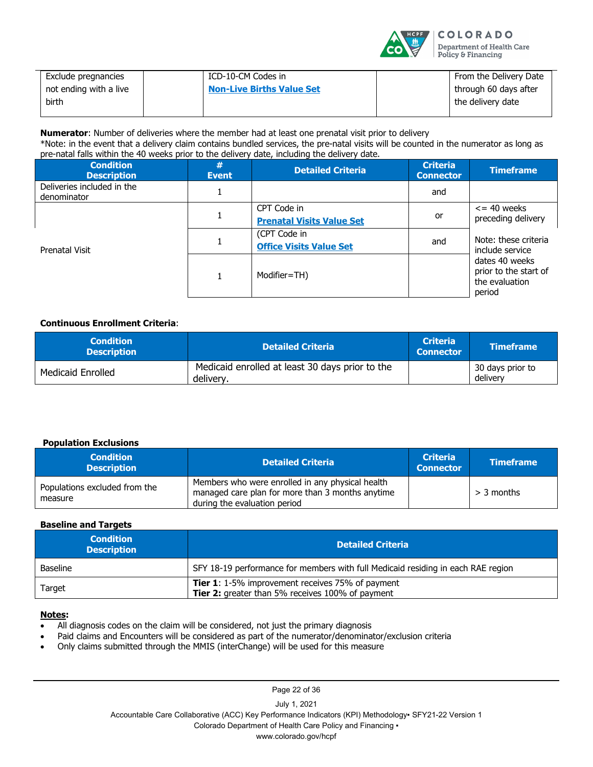| Exclude pregnancies not ending with a live birth | | ICD-10-CM Codes in **Non-Live Births Value Set** | | From the Delivery Date through 60 days after the delivery date |
|---|---|---|---|---|

**Numerator**: Number of deliveries where the member had at least one prenatal visit prior to delivery
*Note: in the event that a delivery claim contains bundled services, the pre-natal visits will be counted in the numerator as long as pre-natal falls within the 40 weeks prior to the delivery date, including the delivery date.

| Condition Description | # Event | Detailed Criteria | Criteria Connector | Timeframe |
|---|---|---|---|---|
| Deliveries included in the denominator | 1 | | and | |
| Prenatal Visit | 1 | CPT Code in **Prenatal Visits Value Set** | or | <= 40 weeks preceding delivery |
| | 1 | (CPT Code in **Office Visits Value Set** | and | Note: these criteria include service dates 40 weeks prior to the start of the evaluation period |
| | 1 | Modifier=TH) | | |

**Continuous Enrollment Criteria**:

| Condition Description | Detailed Criteria | Criteria Connector | Timeframe |
|---|---|---|---|
| Medicaid Enrolled | Medicaid enrolled at least 30 days prior to the delivery. | | 30 days prior to delivery |

**Population Exclusions**

| Condition Description | Detailed Criteria | Criteria Connector | Timeframe |
|---|---|---|---|
| Populations excluded from the measure | Members who were enrolled in any physical health managed care plan for more than 3 months anytime during the evaluation period | | > 3 months |

**Baseline and Targets**

| Condition Description | Detailed Criteria |
|---|---|
| Baseline | SFY 18-19 performance for members with full Medicaid residing in each RAE region |
| Target | **Tier 1**: 1-5% improvement receives 75% of payment<br>**Tier 2:** greater than 5% receives 100% of payment |

**Notes:**

- All diagnosis codes on the claim will be considered, not just the primary diagnosis
- Paid claims and Encounters will be considered as part of the numerator/denominator/exclusion criteria
- Only claims submitted through the MMIS (interChange) will be used for this measure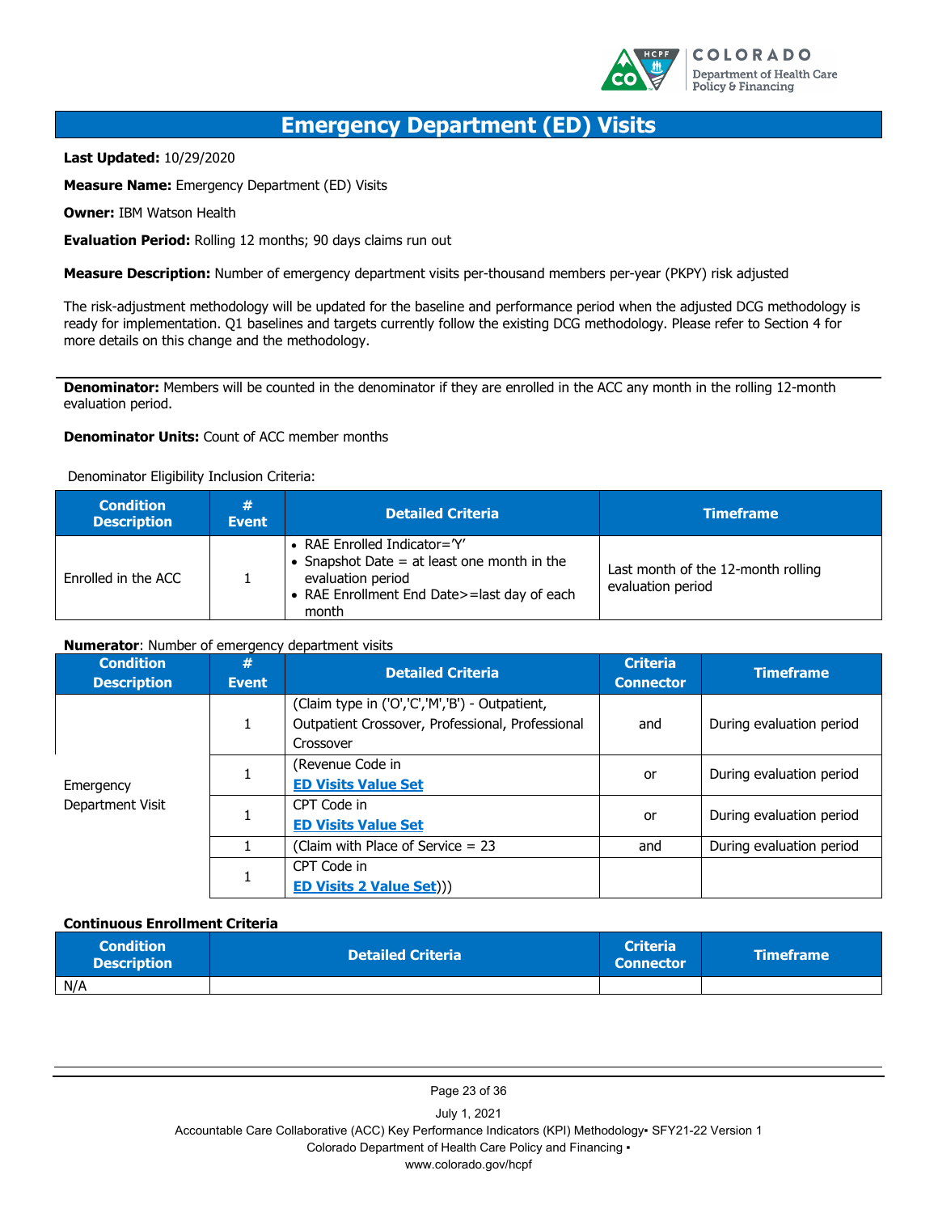# Emergency Department (ED) Visits

**Last Updated:** 10/29/2020

**Measure Name:** Emergency Department (ED) Visits

**Owner:** IBM Watson Health

**Evaluation Period:** Rolling 12 months; 90 days claims run out

**Measure Description:** Number of emergency department visits per-thousand members per-year (PKPY) risk adjusted

The risk-adjustment methodology will be updated for the baseline and performance period when the adjusted DCG methodology is ready for implementation. Q1 baselines and targets currently follow the existing DCG methodology. Please refer to Section 4 for more details on this change and the methodology.

**Denominator:** Members will be counted in the denominator if they are enrolled in the ACC any month in the rolling 12-month evaluation period.

**Denominator Units:** Count of ACC member months

Denominator Eligibility Inclusion Criteria:

| Condition Description | # Event | Detailed Criteria | Timeframe |
|---|---|---|---|
| Enrolled in the ACC | 1 | • RAE Enrolled Indicator='Y'<br>• Snapshot Date = at least one month in the evaluation period<br>• RAE Enrollment End Date>=last day of each month | Last month of the 12-month rolling evaluation period |

**Numerator**: Number of emergency department visits

| Condition Description | # Event | Detailed Criteria | Criteria Connector | Timeframe |
|---|---|---|---|---|
| Emergency Department Visit | 1 | (Claim type in ('O','C','M','B') - Outpatient, Outpatient Crossover, Professional, Professional Crossover | and | During evaluation period |
| | 1 | (Revenue Code in **ED Visits Value Set** | or | During evaluation period |
| | 1 | CPT Code in **ED Visits Value Set** | or | During evaluation period |
| | 1 | (Claim with Place of Service = 23 | and | During evaluation period |
| | 1 | CPT Code in **ED Visits 2 Value Set**))) | | |

**Continuous Enrollment Criteria**

| Condition Description | Detailed Criteria | Criteria Connector | Timeframe |
|---|---|---|---|
| N/A | | | |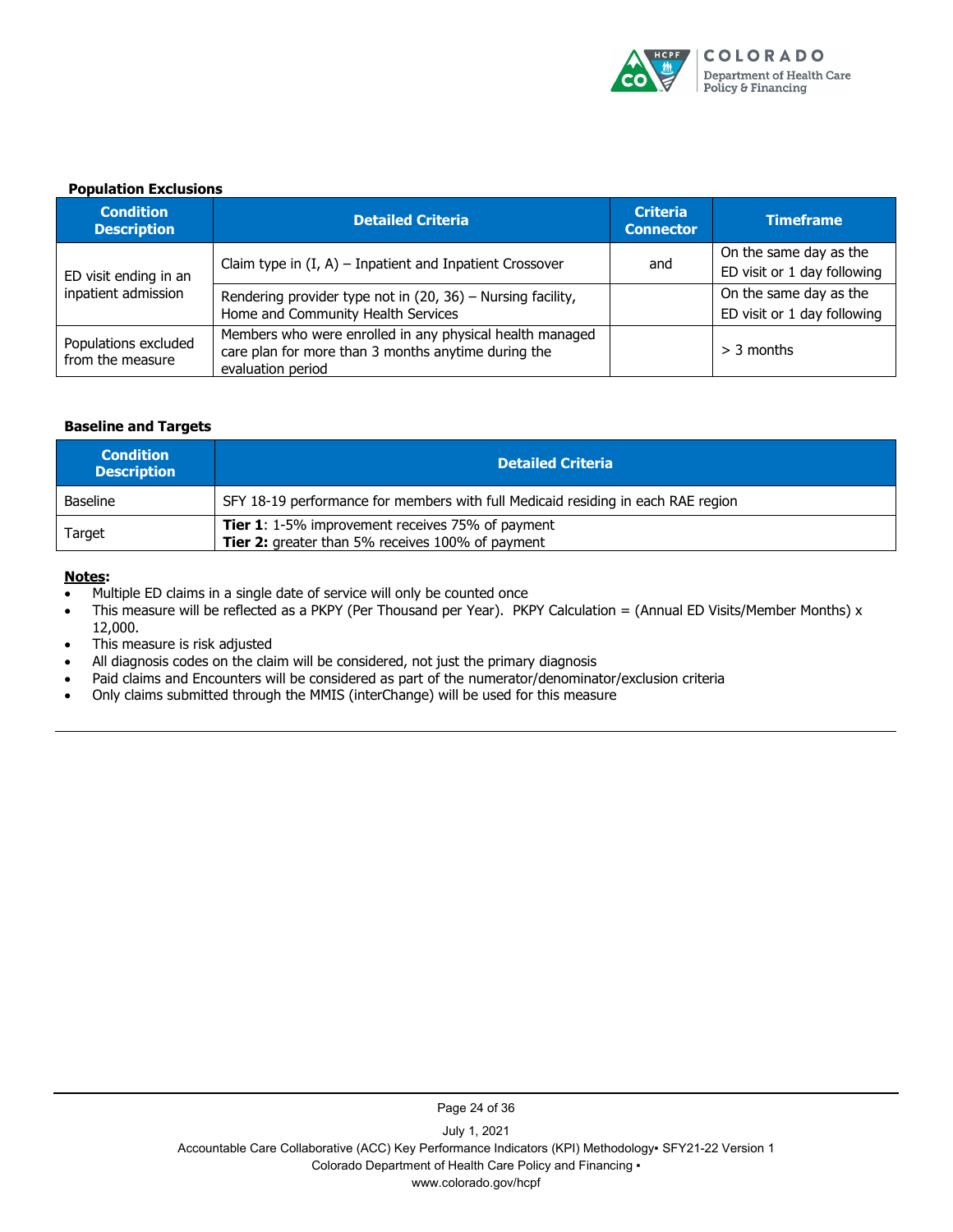**Population Exclusions**

| Condition Description | Detailed Criteria | Criteria Connector | Timeframe |
| --- | --- | --- | --- |
| ED visit ending in an inpatient admission | Claim type in (I, A) – Inpatient and Inpatient Crossover | and | On the same day as the ED visit or 1 day following |
| | Rendering provider type not in (20, 36) – Nursing facility, Home and Community Health Services | | On the same day as the ED visit or 1 day following |
| Populations excluded from the measure | Members who were enrolled in any physical health managed care plan for more than 3 months anytime during the evaluation period | | > 3 months |

**Baseline and Targets**

| Condition Description | Detailed Criteria |
| --- | --- |
| Baseline | SFY 18-19 performance for members with full Medicaid residing in each RAE region |
| Target | **Tier 1**: 1-5% improvement receives 75% of payment<br>**Tier 2:** greater than 5% receives 100% of payment |

**Notes:**

- Multiple ED claims in a single date of service will only be counted once
- This measure will be reflected as a PKPY (Per Thousand per Year). PKPY Calculation = (Annual ED Visits/Member Months) x 12,000.
- This measure is risk adjusted
- All diagnosis codes on the claim will be considered, not just the primary diagnosis
- Paid claims and Encounters will be considered as part of the numerator/denominator/exclusion criteria
- Only claims submitted through the MMIS (interChange) will be used for this measure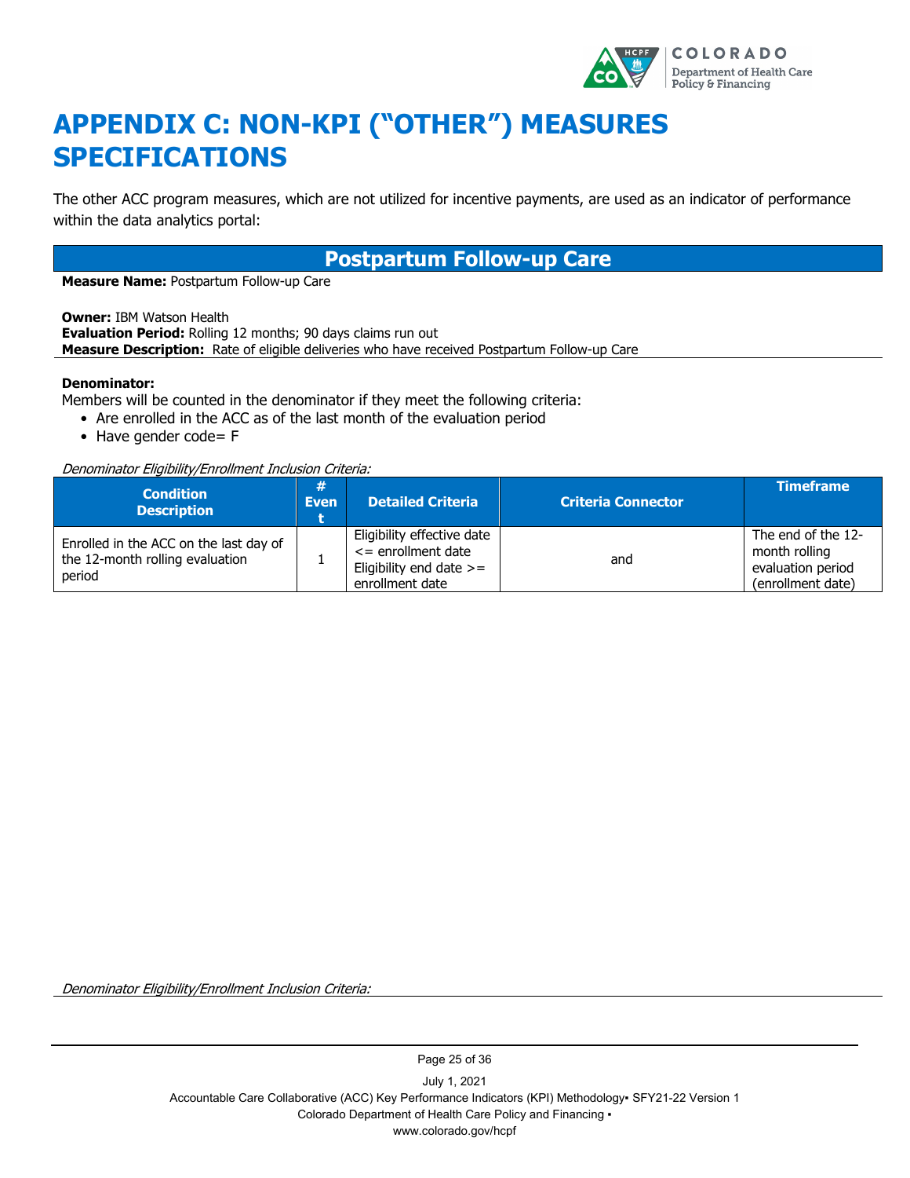# APPENDIX C: NON-KPI ("OTHER") MEASURES SPECIFICATIONS

The other ACC program measures, which are not utilized for incentive payments, are used as an indicator of performance within the data analytics portal:

## Postpartum Follow-up Care

**Measure Name:** Postpartum Follow-up Care

**Owner:** IBM Watson Health
**Evaluation Period:** Rolling 12 months; 90 days claims run out
**Measure Description:** Rate of eligible deliveries who have received Postpartum Follow-up Care

**Denominator:**
Members will be counted in the denominator if they meet the following criteria:

- Are enrolled in the ACC as of the last month of the evaluation period
- Have gender code= F

*Denominator Eligibility/Enrollment Inclusion Criteria:*

| Condition Description | # Event | Detailed Criteria | Criteria Connector | Timeframe |
|---|---|---|---|---|
| Enrolled in the ACC on the last day of the 12-month rolling evaluation period | 1 | Eligibility effective date <= enrollment date Eligibility end date >= enrollment date | and | The end of the 12-month rolling evaluation period (enrollment date) |

*Denominator Eligibility/Enrollment Inclusion Criteria:*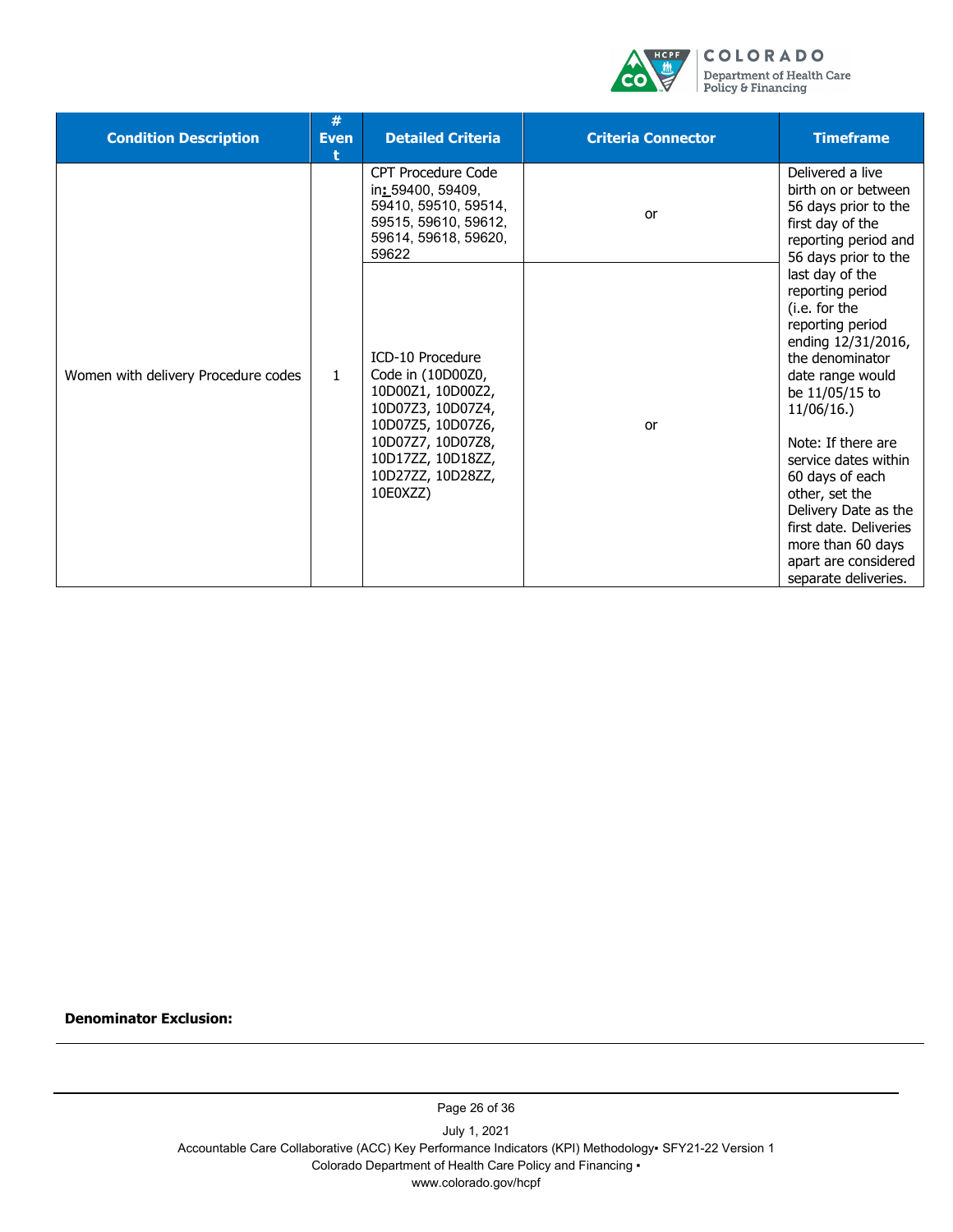| Condition Description | # Event | Detailed Criteria | Criteria Connector | Timeframe |
|---|---|---|---|---|
| Women with delivery Procedure codes | 1 | CPT Procedure Code in: 59400, 59409, 59410, 59510, 59514, 59515, 59610, 59612, 59614, 59618, 59620, 59622 | or | Delivered a live birth on or between 56 days prior to the first day of the reporting period and 56 days prior to the last day of the reporting period (i.e. for the reporting period ending 12/31/2016, the denominator date range would be 11/05/15 to 11/06/16.)<br><br>Note: If there are service dates within 60 days of each other, set the Delivery Date as the first date. Deliveries more than 60 days apart are considered separate deliveries. |
| | | ICD-10 Procedure Code in (10D00Z0, 10D00Z1, 10D00Z2, 10D07Z3, 10D07Z4, 10D07Z5, 10D07Z6, 10D07Z7, 10D07Z8, 10D17ZZ, 10D18ZZ, 10D27ZZ, 10D28ZZ, 10E0XZZ) | or | |

**Denominator Exclusion:**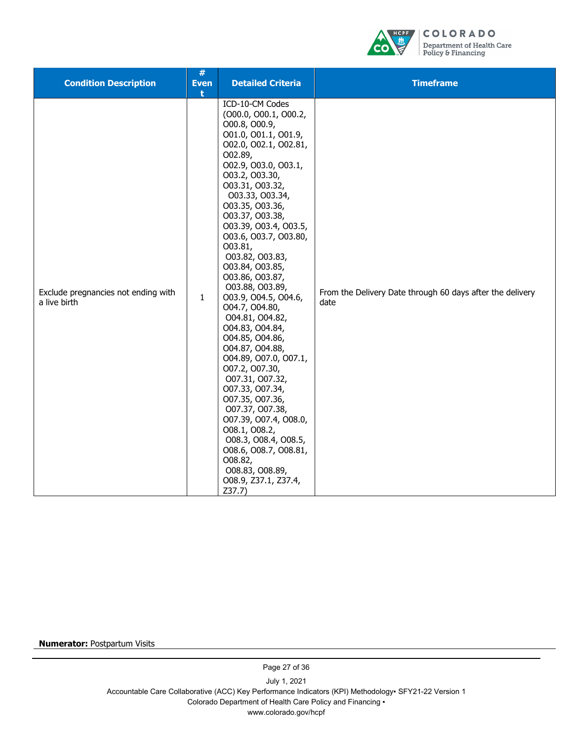| Condition Description | # Event | Detailed Criteria | Timeframe |
|---|---|---|---|
| Exclude pregnancies not ending with a live birth | 1 | ICD-10-CM Codes (O00.0, O00.1, O00.2, O00.8, O00.9, O01.0, O01.1, O01.9, O02.0, O02.1, O02.81, O02.89, O02.9, O03.0, O03.1, O03.2, O03.30, O03.31, O03.32, O03.33, O03.34, O03.35, O03.36, O03.37, O03.38, O03.39, O03.4, O03.5, O03.6, O03.7, O03.80, O03.81, O03.82, O03.83, O03.84, O03.85, O03.86, O03.87, O03.88, O03.89, O03.9, O04.5, O04.6, O04.7, O04.80, O04.81, O04.82, O04.83, O04.84, O04.85, O04.86, O04.87, O04.88, O04.89, O07.0, O07.1, O07.2, O07.30, O07.31, O07.32, O07.33, O07.34, O07.35, O07.36, O07.37, O07.38, O07.39, O07.4, O08.0, O08.1, O08.2, O08.3, O08.4, O08.5, O08.6, O08.7, O08.81, O08.82, O08.83, O08.89, O08.9, Z37.1, Z37.4, Z37.7) | From the Delivery Date through 60 days after the delivery date |

**Numerator:** Postpartum Visits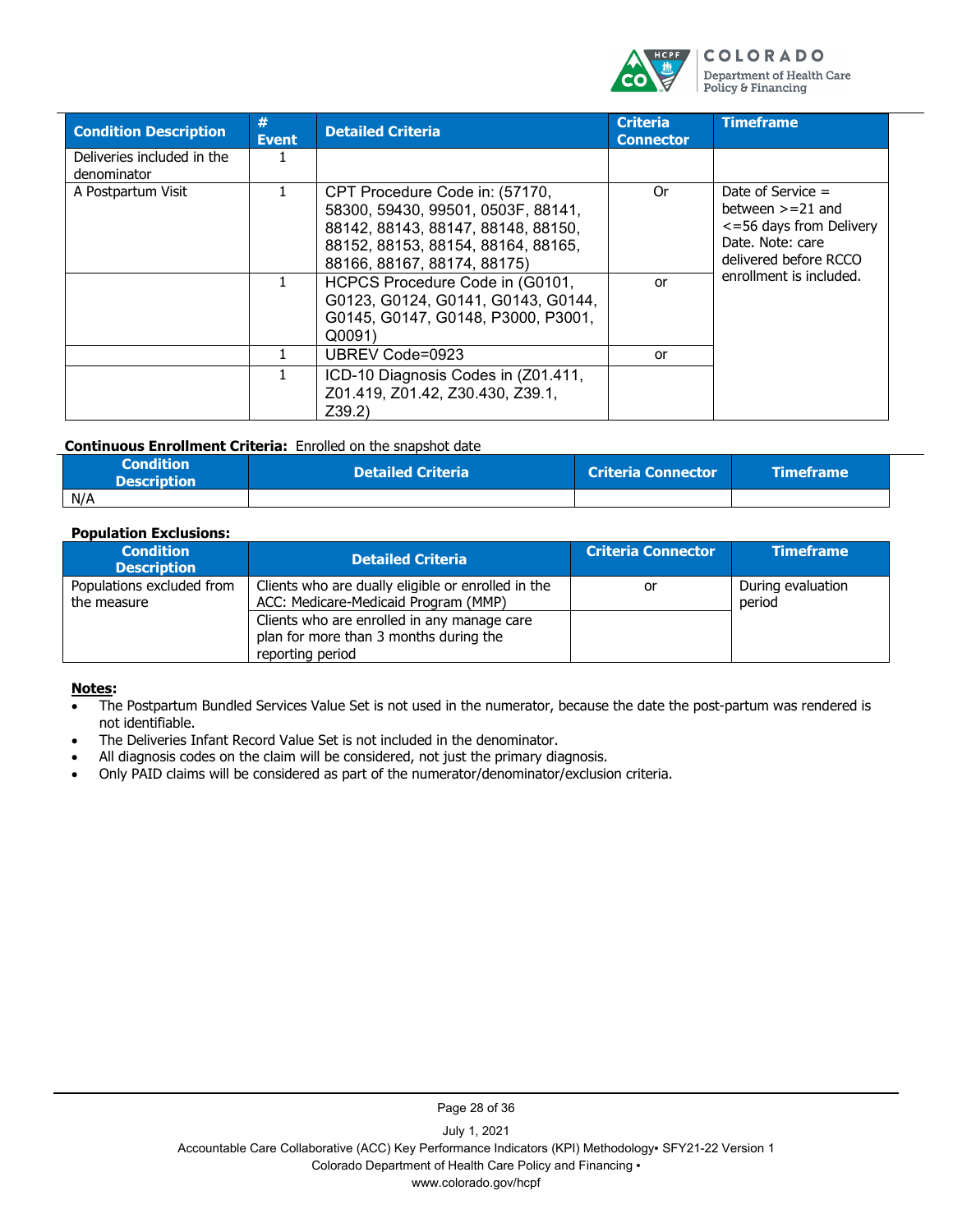| Condition Description | # Event | Detailed Criteria | Criteria Connector | Timeframe |
|---|---|---|---|---|
| Deliveries included in the denominator | 1 | | | |
| A Postpartum Visit | 1 | CPT Procedure Code in: (57170, 58300, 59430, 99501, 0503F, 88141, 88142, 88143, 88147, 88148, 88150, 88152, 88153, 88154, 88164, 88165, 88166, 88167, 88174, 88175) | Or | Date of Service = between >=21 and <=56 days from Delivery Date. Note: care delivered before RCCO enrollment is included. |
| | 1 | HCPCS Procedure Code in (G0101, G0123, G0124, G0141, G0143, G0144, G0145, G0147, G0148, P3000, P3001, Q0091) | or | |
| | 1 | UBREV Code=0923 | or | |
| | 1 | ICD-10 Diagnosis Codes in (Z01.411, Z01.419, Z01.42, Z30.430, Z39.1, Z39.2) | | |

**Continuous Enrollment Criteria:** Enrolled on the snapshot date

| Condition Description | Detailed Criteria | Criteria Connector | Timeframe |
|---|---|---|---|
| N/A | | | |

**Population Exclusions:**

| Condition Description | Detailed Criteria | Criteria Connector | Timeframe |
|---|---|---|---|
| Populations excluded from the measure | Clients who are dually eligible or enrolled in the ACC: Medicare-Medicaid Program (MMP) | or | During evaluation period |
| | Clients who are enrolled in any manage care plan for more than 3 months during the reporting period | | |

**Notes:**

- The Postpartum Bundled Services Value Set is not used in the numerator, because the date the post-partum was rendered is not identifiable.
- The Deliveries Infant Record Value Set is not included in the denominator.
- All diagnosis codes on the claim will be considered, not just the primary diagnosis.
- Only PAID claims will be considered as part of the numerator/denominator/exclusion criteria.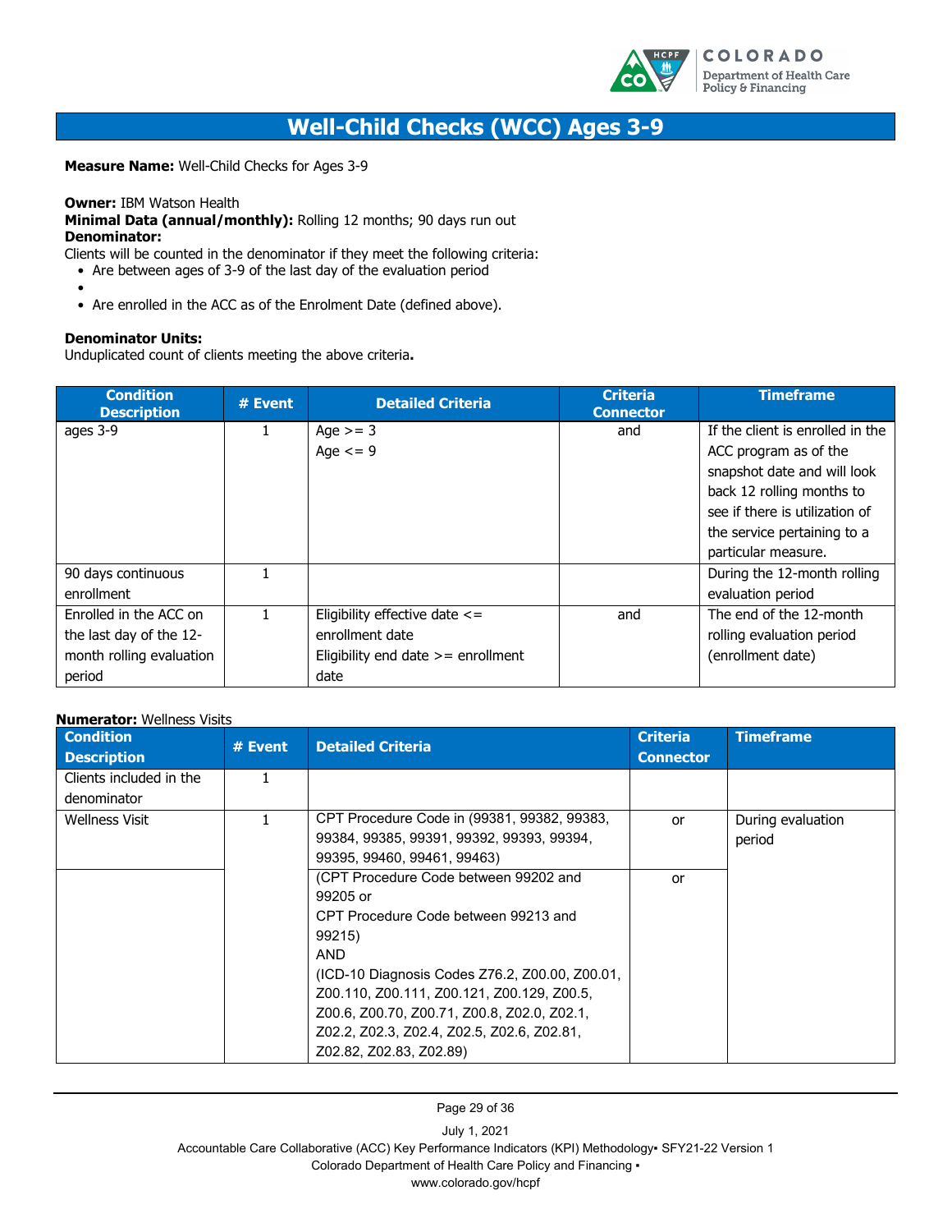# Well-Child Checks (WCC) Ages 3-9

**Measure Name:** Well-Child Checks for Ages 3-9

**Owner:** IBM Watson Health
**Minimal Data (annual/monthly):** Rolling 12 months; 90 days run out
**Denominator:**
Clients will be counted in the denominator if they meet the following criteria:

- Are between ages of 3-9 of the last day of the evaluation period
- 
- Are enrolled in the ACC as of the Enrolment Date (defined above).

**Denominator Units:**
Unduplicated count of clients meeting the above criteria**.**

| Condition Description | # Event | Detailed Criteria | Criteria Connector | Timeframe |
|---|---|---|---|---|
| ages 3-9 | 1 | Age >= 3<br>Age <= 9 | and | If the client is enrolled in the ACC program as of the snapshot date and will look back 12 rolling months to see if there is utilization of the service pertaining to a particular measure. |
| 90 days continuous enrollment | 1 | | | During the 12-month rolling evaluation period |
| Enrolled in the ACC on the last day of the 12-month rolling evaluation period | 1 | Eligibility effective date <= enrollment date<br>Eligibility end date >= enrollment date | and | The end of the 12-month rolling evaluation period (enrollment date) |

**Numerator:** Wellness Visits

| Condition Description | # Event | Detailed Criteria | Criteria Connector | Timeframe |
|---|---|---|---|---|
| Clients included in the denominator | 1 | | | |
| Wellness Visit | 1 | CPT Procedure Code in (99381, 99382, 99383, 99384, 99385, 99391, 99392, 99393, 99394, 99395, 99460, 99461, 99463) | or | During evaluation period |
| | | (CPT Procedure Code between 99202 and 99205 or<br>CPT Procedure Code between 99213 and 99215)<br>AND<br>(ICD-10 Diagnosis Codes Z76.2, Z00.00, Z00.01, Z00.110, Z00.111, Z00.121, Z00.129, Z00.5, Z00.6, Z00.70, Z00.71, Z00.8, Z02.0, Z02.1, Z02.2, Z02.3, Z02.4, Z02.5, Z02.6, Z02.81, Z02.82, Z02.83, Z02.89) | or | |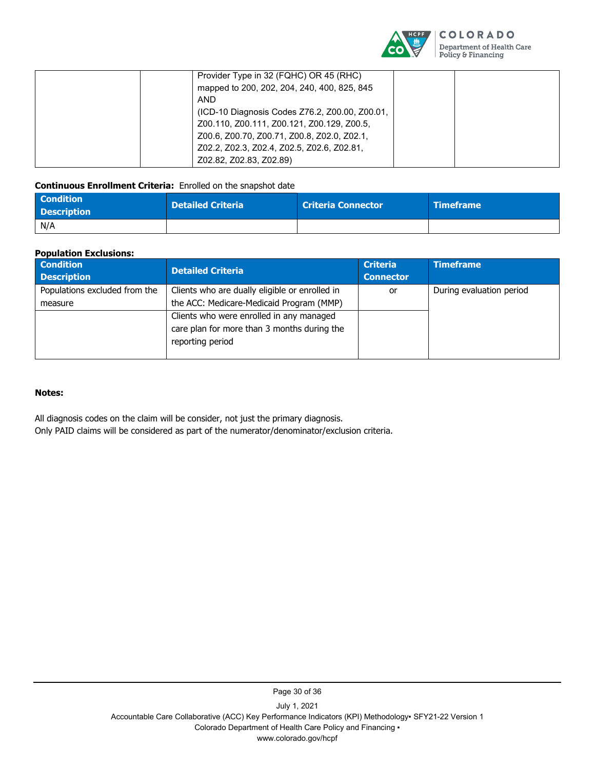| | | Provider Type in 32 (FQHC) OR 45 (RHC) mapped to 200, 202, 204, 240, 400, 825, 845 AND (ICD-10 Diagnosis Codes Z76.2, Z00.00, Z00.01, Z00.110, Z00.111, Z00.121, Z00.129, Z00.5, Z00.6, Z00.70, Z00.71, Z00.8, Z02.0, Z02.1, Z02.2, Z02.3, Z02.4, Z02.5, Z02.6, Z02.81, Z02.82, Z02.83, Z02.89) | | |
|---|---|---|---|---|

**Continuous Enrollment Criteria:** Enrolled on the snapshot date

| Condition Description | Detailed Criteria | Criteria Connector | Timeframe |
|---|---|---|---|
| N/A | | | |

**Population Exclusions:**

| Condition Description | Detailed Criteria | Criteria Connector | Timeframe |
|---|---|---|---|
| Populations excluded from the measure | Clients who are dually eligible or enrolled in the ACC: Medicare-Medicaid Program (MMP) | or | During evaluation period |
| | Clients who were enrolled in any managed care plan for more than 3 months during the reporting period | | |

**Notes:**

All diagnosis codes on the claim will be consider, not just the primary diagnosis.
Only PAID claims will be considered as part of the numerator/denominator/exclusion criteria.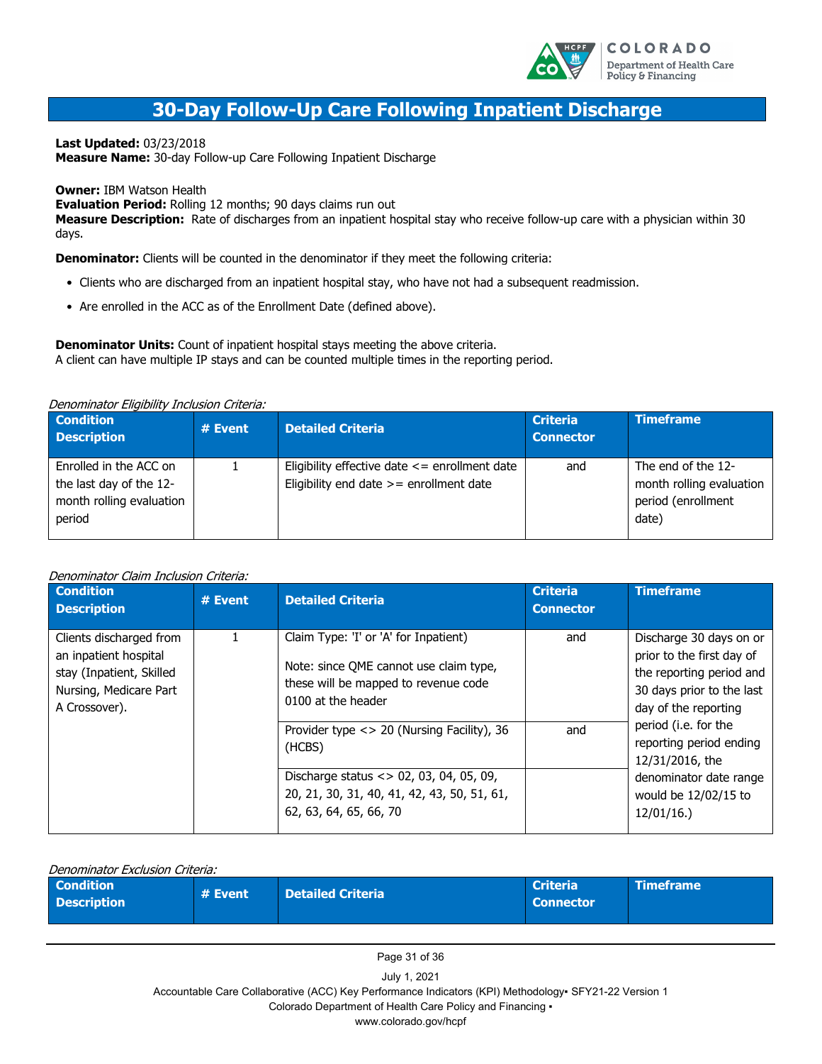# 30-Day Follow-Up Care Following Inpatient Discharge

**Last Updated:** 03/23/2018
**Measure Name:** 30-day Follow-up Care Following Inpatient Discharge

**Owner:** IBM Watson Health
**Evaluation Period:** Rolling 12 months; 90 days claims run out
**Measure Description:** Rate of discharges from an inpatient hospital stay who receive follow-up care with a physician within 30 days.

**Denominator:** Clients will be counted in the denominator if they meet the following criteria:

- Clients who are discharged from an inpatient hospital stay, who have not had a subsequent readmission.
- Are enrolled in the ACC as of the Enrollment Date (defined above).

**Denominator Units:** Count of inpatient hospital stays meeting the above criteria.
A client can have multiple IP stays and can be counted multiple times in the reporting period.

*Denominator Eligibility Inclusion Criteria:*

| Condition Description | # Event | Detailed Criteria | Criteria Connector | Timeframe |
|---|---|---|---|---|
| Enrolled in the ACC on the last day of the 12-month rolling evaluation period | 1 | Eligibility effective date <= enrollment date<br>Eligibility end date >= enrollment date | and | The end of the 12-month rolling evaluation period (enrollment date) |

*Denominator Claim Inclusion Criteria:*

| Condition Description | # Event | Detailed Criteria | Criteria Connector | Timeframe |
|---|---|---|---|---|
| Clients discharged from an inpatient hospital stay (Inpatient, Skilled Nursing, Medicare Part A Crossover). | 1 | Claim Type: 'I' or 'A' for Inpatient)<br><br>Note: since QME cannot use claim type, these will be mapped to revenue code 0100 at the header | and | Discharge 30 days on or prior to the first day of the reporting period and 30 days prior to the last day of the reporting period (i.e. for the reporting period ending 12/31/2016, the denominator date range would be 12/02/15 to 12/01/16.) |
| | | Provider type <> 20 (Nursing Facility), 36 (HCBS) | and | |
| | | Discharge status <> 02, 03, 04, 05, 09, 20, 21, 30, 31, 40, 41, 42, 43, 50, 51, 61, 62, 63, 64, 65, 66, 70 | | |

*Denominator Exclusion Criteria:*

| Condition Description | # Event | Detailed Criteria | Criteria Connector | Timeframe |
|---|---|---|---|---|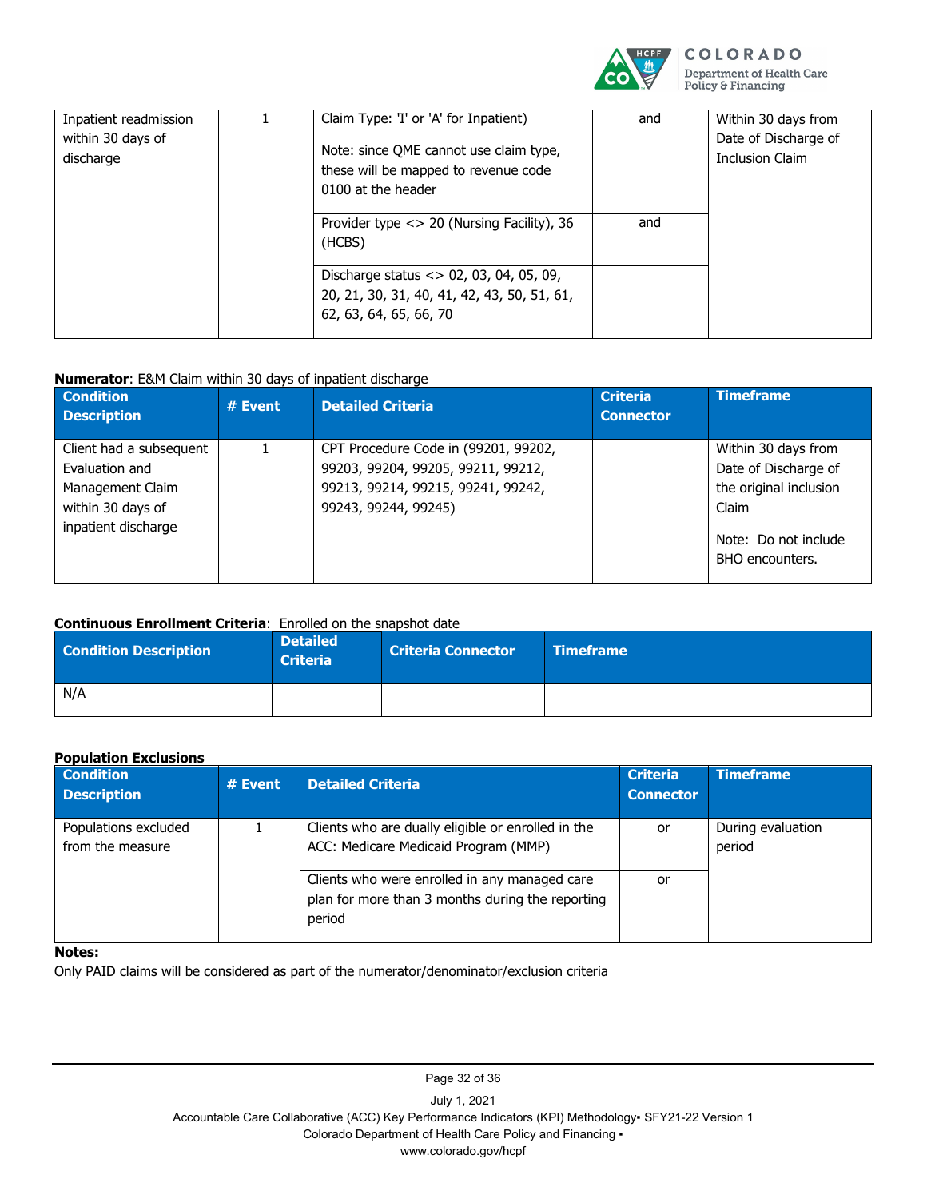| | | | | |
|---|---|---|---|---|
| Inpatient readmission within 30 days of discharge | 1 | Claim Type: 'I' or 'A' for Inpatient)<br><br>Note: since QME cannot use claim type, these will be mapped to revenue code 0100 at the header | and | Within 30 days from Date of Discharge of Inclusion Claim |
| | | Provider type <> 20 (Nursing Facility), 36 (HCBS) | and | |
| | | Discharge status <> 02, 03, 04, 05, 09, 20, 21, 30, 31, 40, 41, 42, 43, 50, 51, 61, 62, 63, 64, 65, 66, 70 | | |

**Numerator**: E&M Claim within 30 days of inpatient discharge

| Condition Description | # Event | Detailed Criteria | Criteria Connector | Timeframe |
|---|---|---|---|---|
| Client had a subsequent Evaluation and Management Claim within 30 days of inpatient discharge | 1 | CPT Procedure Code in (99201, 99202, 99203, 99204, 99205, 99211, 99212, 99213, 99214, 99215, 99241, 99242, 99243, 99244, 99245) | | Within 30 days from Date of Discharge of the original inclusion Claim<br><br>Note: Do not include BHO encounters. |

**Continuous Enrollment Criteria**: Enrolled on the snapshot date

| Condition Description | Detailed Criteria | Criteria Connector | Timeframe |
|---|---|---|---|
| N/A | | | |

**Population Exclusions**

| Condition Description | # Event | Detailed Criteria | Criteria Connector | Timeframe |
|---|---|---|---|---|
| Populations excluded from the measure | 1 | Clients who are dually eligible or enrolled in the ACC: Medicare Medicaid Program (MMP) | or | During evaluation period |
| | | Clients who were enrolled in any managed care plan for more than 3 months during the reporting period | or | |

**Notes:**

Only PAID claims will be considered as part of the numerator/denominator/exclusion criteria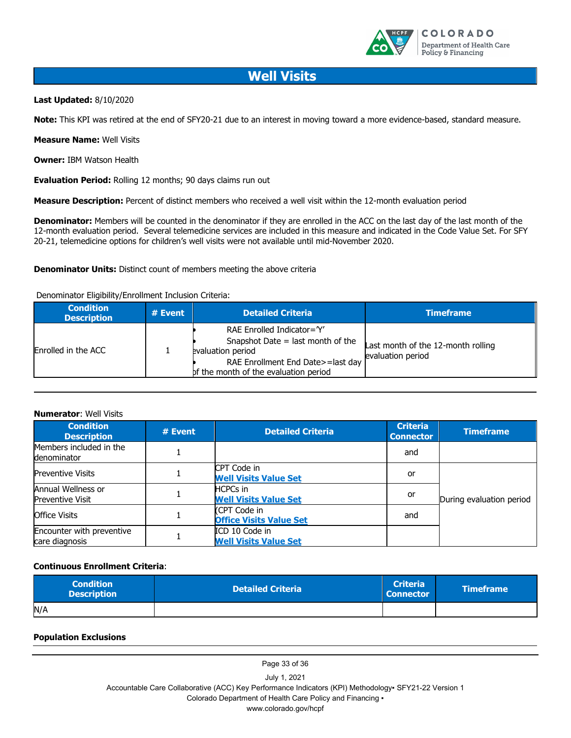# Well Visits

**Last Updated:** 8/10/2020

**Note:** This KPI was retired at the end of SFY20-21 due to an interest in moving toward a more evidence-based, standard measure.

**Measure Name:** Well Visits

**Owner:** IBM Watson Health

**Evaluation Period:** Rolling 12 months; 90 days claims run out

**Measure Description:** Percent of distinct members who received a well visit within the 12-month evaluation period

**Denominator:** Members will be counted in the denominator if they are enrolled in the ACC on the last day of the last month of the 12-month evaluation period. Several telemedicine services are included in this measure and indicated in the Code Value Set. For SFY 20-21, telemedicine options for children's well visits were not available until mid-November 2020.

**Denominator Units:** Distinct count of members meeting the above criteria

Denominator Eligibility/Enrollment Inclusion Criteria:

| Condition Description | # Event | Detailed Criteria | Timeframe |
|---|---|---|---|
| Enrolled in the ACC | 1 | • RAE Enrolled Indicator='Y'<br>• Snapshot Date = last month of the evaluation period<br>• RAE Enrollment End Date>=last day of the month of the evaluation period | Last month of the 12-month rolling evaluation period |

**Numerator**: Well Visits

| Condition Description | # Event | Detailed Criteria | Criteria Connector | Timeframe |
|---|---|---|---|---|
| Members included in the denominator | 1 | | and | |
| Preventive Visits | 1 | CPT Code in **Well Visits Value Set** | or | During evaluation period |
| Annual Wellness or Preventive Visit | 1 | HCPCs in **Well Visits Value Set** | or | |
| Office Visits | 1 | (CPT Code in **Office Visits Value Set** | and | |
| Encounter with preventive care diagnosis | 1 | ICD 10 Code in **Well Visits Value Set** | | |

**Continuous Enrollment Criteria**:

| Condition Description | Detailed Criteria | Criteria Connector | Timeframe |
|---|---|---|---|
| N/A | | | |

**Population Exclusions**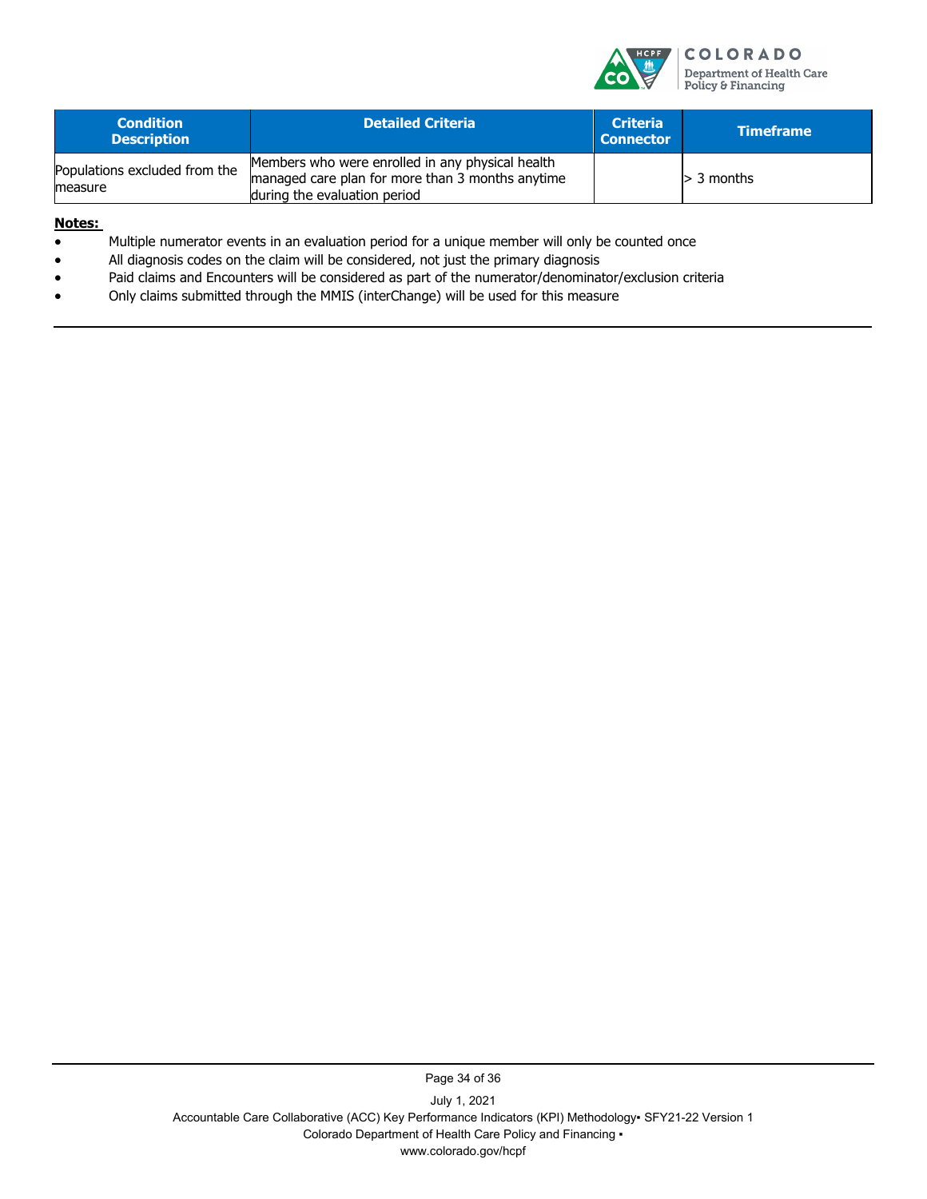| Condition Description | Detailed Criteria | Criteria Connector | Timeframe |
| --- | --- | --- | --- |
| Populations excluded from the measure | Members who were enrolled in any physical health managed care plan for more than 3 months anytime during the evaluation period | | > 3 months |

**Notes:**

- Multiple numerator events in an evaluation period for a unique member will only be counted once
- All diagnosis codes on the claim will be considered, not just the primary diagnosis
- Paid claims and Encounters will be considered as part of the numerator/denominator/exclusion criteria
- Only claims submitted through the MMIS (interChange) will be used for this measure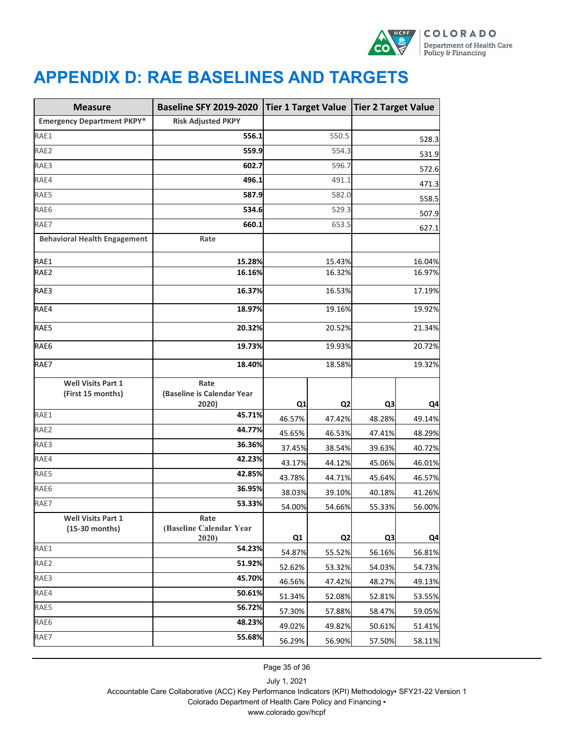# APPENDIX D: RAE BASELINES AND TARGETS

| Measure | Baseline SFY 2019-2020 | Tier 1 Target Value | | Tier 2 Target Value | |
|---|---|---|---|---|---|
| **Emergency Department PKPY*** | **Risk Adjusted PKPY** | | | | |
| RAE1 | **556.1** | 550.5 | | 528.3 | |
| RAE2 | **559.9** | 554.3 | | 531.9 | |
| RAE3 | **602.7** | 596.7 | | 572.6 | |
| RAE4 | **496.1** | 491.1 | | 471.3 | |
| RAE5 | **587.9** | 582.0 | | 558.5 | |
| RAE6 | **534.6** | 529.3 | | 507.9 | |
| RAE7 | **660.1** | 653.5 | | 627.1 | |
| **Behavioral Health Engagement** | **Rate** | | | | |
| RAE1 | **15.28%** | 15.43% | | 16.04% | |
| RAE2 | **16.16%** | 16.32% | | 16.97% | |
| RAE3 | **16.37%** | 16.53% | | 17.19% | |
| RAE4 | **18.97%** | 19.16% | | 19.92% | |
| RAE5 | **20.32%** | 20.52% | | 21.34% | |
| RAE6 | **19.73%** | 19.93% | | 20.72% | |
| RAE7 | **18.40%** | 18.58% | | 19.32% | |
| **Well Visits Part 1 (First 15 months)** | **Rate (Baseline is Calendar Year 2020)** | **Q1** | **Q2** | **Q3** | **Q4** |
| RAE1 | **45.71%** | 46.57% | 47.42% | 48.28% | 49.14% |
| RAE2 | **44.77%** | 45.65% | 46.53% | 47.41% | 48.29% |
| RAE3 | **36.36%** | 37.45% | 38.54% | 39.63% | 40.72% |
| RAE4 | **42.23%** | 43.17% | 44.12% | 45.06% | 46.01% |
| RAE5 | **42.85%** | 43.78% | 44.71% | 45.64% | 46.57% |
| RAE6 | **36.95%** | 38.03% | 39.10% | 40.18% | 41.26% |
| RAE7 | **53.33%** | 54.00% | 54.66% | 55.33% | 56.00% |
| **Well Visits Part 1 (15-30 months)** | **Rate (Baseline Calendar Year 2020)** | **Q1** | **Q2** | **Q3** | **Q4** |
| RAE1 | **54.23%** | 54.87% | 55.52% | 56.16% | 56.81% |
| RAE2 | **51.92%** | 52.62% | 53.32% | 54.03% | 54.73% |
| RAE3 | **45.70%** | 46.56% | 47.42% | 48.27% | 49.13% |
| RAE4 | **50.61%** | 51.34% | 52.08% | 52.81% | 53.55% |
| RAE5 | **56.72%** | 57.30% | 57.88% | 58.47% | 59.05% |
| RAE6 | **48.23%** | 49.02% | 49.82% | 50.61% | 51.41% |
| RAE7 | **55.68%** | 56.29% | 56.90% | 57.50% | 58.11% |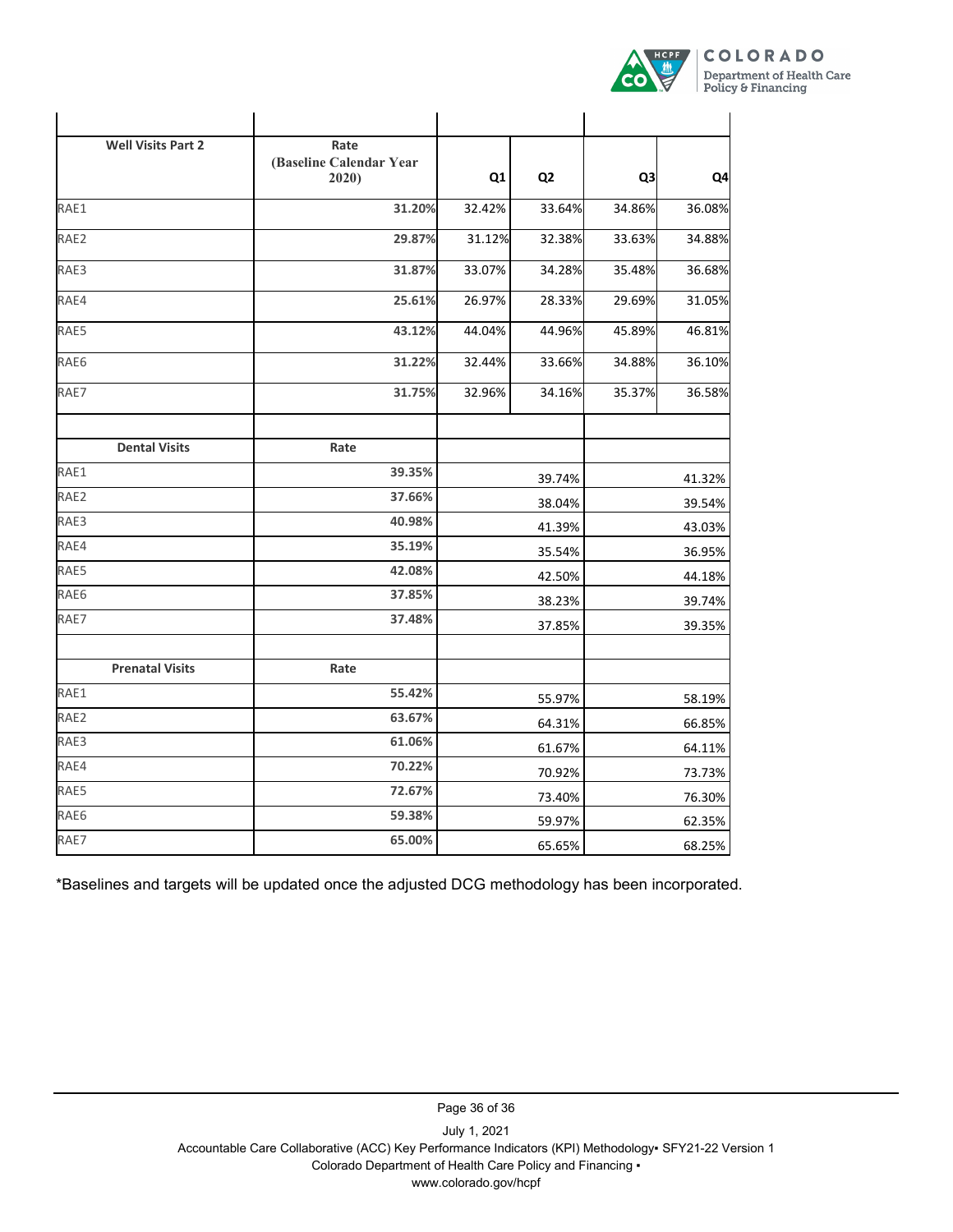| Well Visits Part 2 | Rate (Baseline Calendar Year 2020) | Q1 | Q2 | Q3 | Q4 |
|---|---|---|---|---|---|
| RAE1 | 31.20% | 32.42% | 33.64% | 34.86% | 36.08% |
| RAE2 | 29.87% | 31.12% | 32.38% | 33.63% | 34.88% |
| RAE3 | 31.87% | 33.07% | 34.28% | 35.48% | 36.68% |
| RAE4 | 25.61% | 26.97% | 28.33% | 29.69% | 31.05% |
| RAE5 | 43.12% | 44.04% | 44.96% | 45.89% | 46.81% |
| RAE6 | 31.22% | 32.44% | 33.66% | 34.88% | 36.10% |
| RAE7 | 31.75% | 32.96% | 34.16% | 35.37% | 36.58% |
| | | | | | |
| **Dental Visits** | **Rate** | | | | |
| RAE1 | 39.35% | | 39.74% | | 41.32% |
| RAE2 | 37.66% | | 38.04% | | 39.54% |
| RAE3 | 40.98% | | 41.39% | | 43.03% |
| RAE4 | 35.19% | | 35.54% | | 36.95% |
| RAE5 | 42.08% | | 42.50% | | 44.18% |
| RAE6 | 37.85% | | 38.23% | | 39.74% |
| RAE7 | 37.48% | | 37.85% | | 39.35% |
| | | | | | |
| **Prenatal Visits** | **Rate** | | | | |
| RAE1 | 55.42% | | 55.97% | | 58.19% |
| RAE2 | 63.67% | | 64.31% | | 66.85% |
| RAE3 | 61.06% | | 61.67% | | 64.11% |
| RAE4 | 70.22% | | 70.92% | | 73.73% |
| RAE5 | 72.67% | | 73.40% | | 76.30% |
| RAE6 | 59.38% | | 59.97% | | 62.35% |
| RAE7 | 65.00% | | 65.65% | | 68.25% |

*Baselines and targets will be updated once the adjusted DCG methodology has been incorporated.